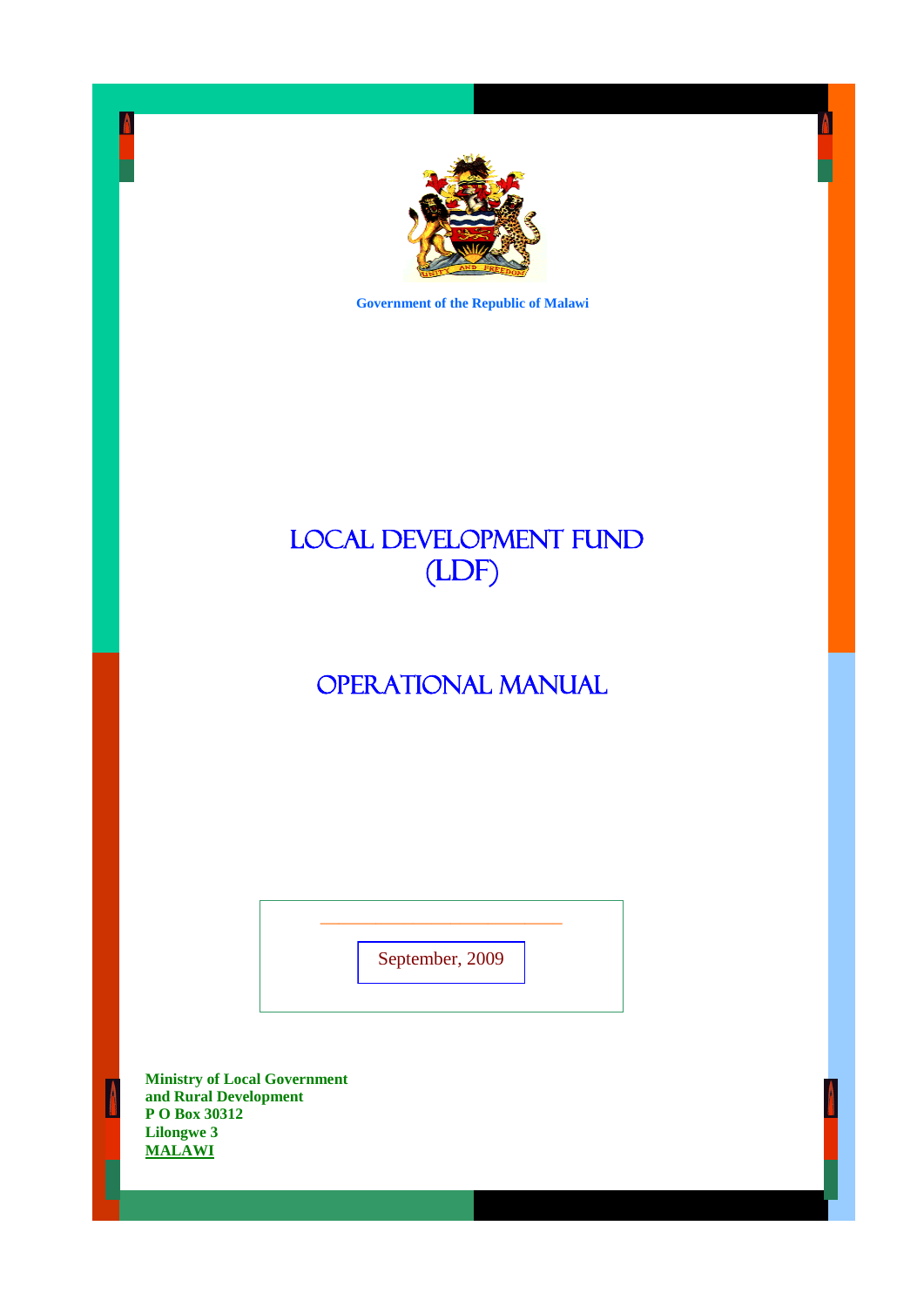Government of the Republic of Malawi

# LOCAL DEVELOPMENT FUND (LDF)

# OPERATIONAL MANUAL

September, 2009

**Ministry of Local Government and Rural Development**
**P O Box 30312**
**Lilongwe 3**
**MALAWI**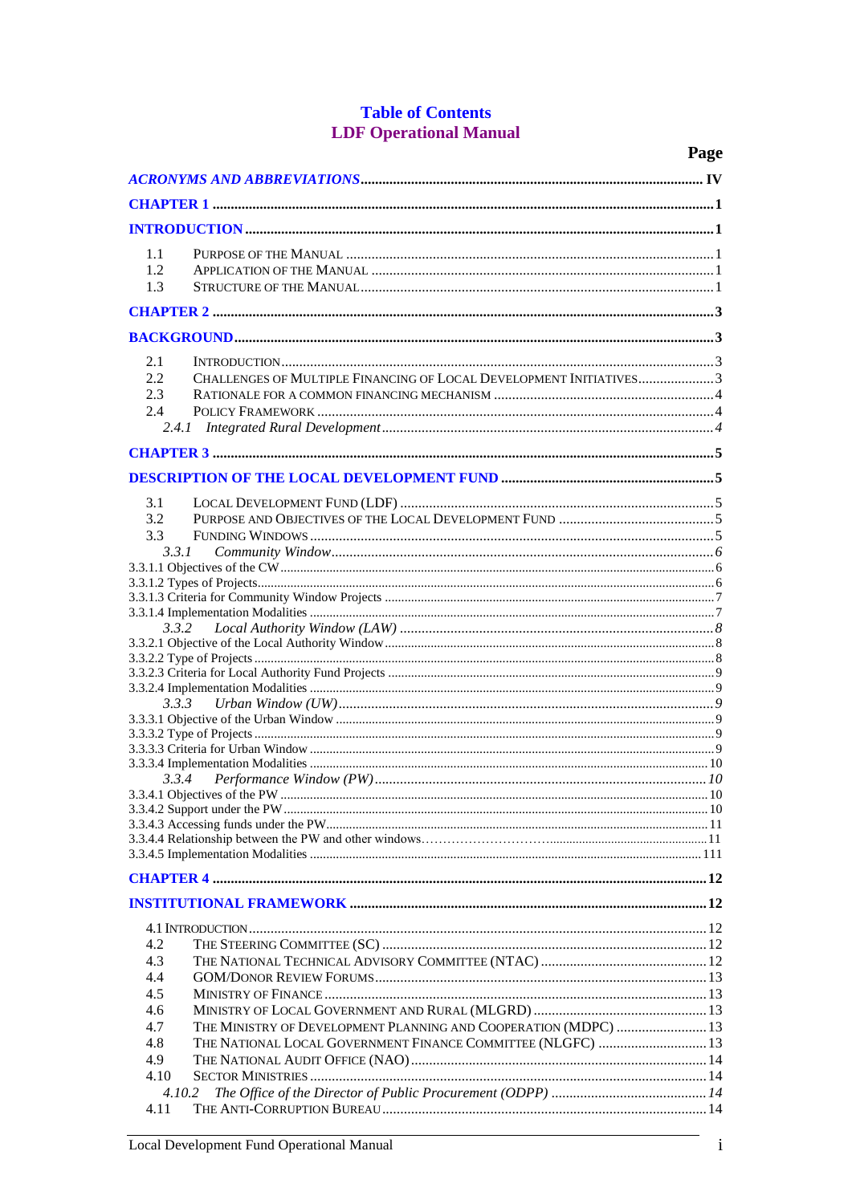# Table of Contents
## LDF Operational Manual

| | Page |
|---|---|
| *ACRONYMS AND ABBREVIATIONS* | IV |
| **CHAPTER 1** | 1 |
| **INTRODUCTION** | 1 |
| 1.1 PURPOSE OF THE MANUAL | 1 |
| 1.2 APPLICATION OF THE MANUAL | 1 |
| 1.3 STRUCTURE OF THE MANUAL | 1 |
| **CHAPTER 2** | 3 |
| **BACKGROUND** | 3 |
| 2.1 INTRODUCTION | 3 |
| 2.2 CHALLENGES OF MULTIPLE FINANCING OF LOCAL DEVELOPMENT INITIATIVES | 3 |
| 2.3 RATIONALE FOR A COMMON FINANCING MECHANISM | 4 |
| 2.4 POLICY FRAMEWORK | 4 |
| *2.4.1 Integrated Rural Development* | *4* |
| **CHAPTER 3** | 5 |
| **DESCRIPTION OF THE LOCAL DEVELOPMENT FUND** | 5 |
| 3.1 LOCAL DEVELOPMENT FUND (LDF) | 5 |
| 3.2 PURPOSE AND OBJECTIVES OF THE LOCAL DEVELOPMENT FUND | 5 |
| 3.3 FUNDING WINDOWS | 5 |
| *3.3.1 Community Window* | *6* |
| 3.3.1.1 Objectives of the CW | 6 |
| 3.3.1.2 Types of Projects | 6 |
| 3.3.1.3 Criteria for Community Window Projects | 7 |
| 3.3.1.4 Implementation Modalities | 7 |
| *3.3.2 Local Authority Window (LAW)* | *8* |
| 3.3.2.1 Objective of the Local Authority Window | 8 |
| 3.3.2.2 Type of Projects | 8 |
| 3.3.2.3 Criteria for Local Authority Fund Projects | 9 |
| 3.3.2.4 Implementation Modalities | 9 |
| *3.3.3 Urban Window (UW)* | *9* |
| 3.3.3.1 Objective of the Urban Window | 9 |
| 3.3.3.2 Type of Projects | 9 |
| 3.3.3.3 Criteria for Urban Window | 9 |
| 3.3.3.4 Implementation Modalities | 10 |
| *3.3.4 Performance Window (PW)* | *10* |
| 3.3.4.1 Objectives of the PW | 10 |
| 3.3.4.2 Support under the PW | 10 |
| 3.3.4.3 Accessing funds under the PW | 11 |
| 3.3.4.4 Relationship between the PW and other windows | 11 |
| 3.3.4.5 Implementation Modalities | 111 |
| **CHAPTER 4** | 12 |
| **INSTITUTIONAL FRAMEWORK** | 12 |
| 4.1 INTRODUCTION | 12 |
| 4.2 THE STEERING COMMITTEE (SC) | 12 |
| 4.3 THE NATIONAL TECHNICAL ADVISORY COMMITTEE (NTAC) | 12 |
| 4.4 GOM/DONOR REVIEW FORUMS | 13 |
| 4.5 MINISTRY OF FINANCE | 13 |
| 4.6 MINISTRY OF LOCAL GOVERNMENT AND RURAL (MLGRD) | 13 |
| 4.7 THE MINISTRY OF DEVELOPMENT PLANNING AND COOPERATION (MDPC) | 13 |
| 4.8 THE NATIONAL LOCAL GOVERNMENT FINANCE COMMITTEE (NLGFC) | 13 |
| 4.9 THE NATIONAL AUDIT OFFICE (NAO) | 14 |
| 4.10 SECTOR MINISTRIES | 14 |
| *4.10.2 The Office of the Director of Public Procurement (ODPP)* | *14* |
| 4.11 THE ANTI-CORRUPTION BUREAU | 14 |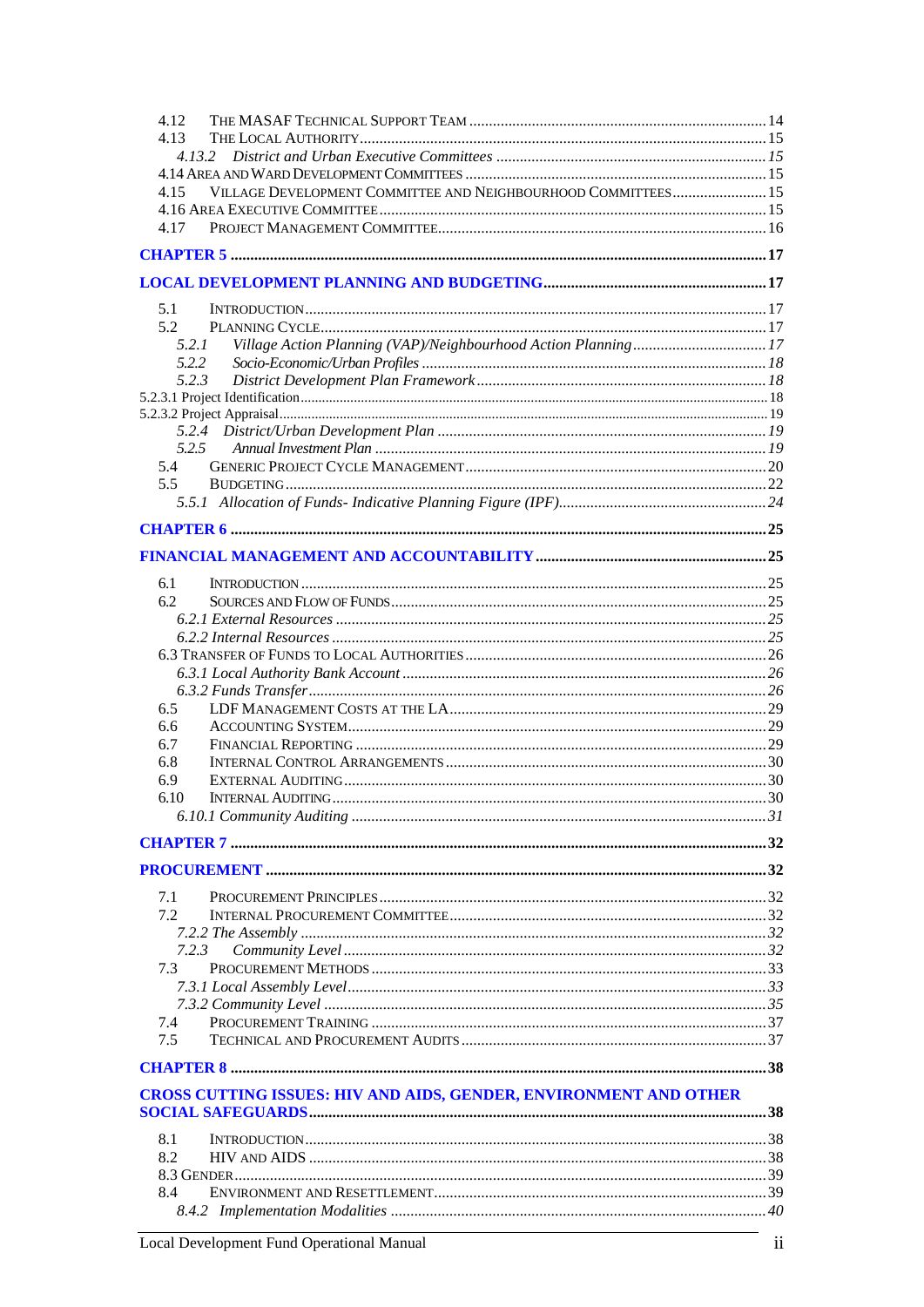4.12 THE MASAF TECHNICAL SUPPORT TEAM ........ 14
4.13 THE LOCAL AUTHORITY ........ 15
*4.13.2 District and Urban Executive Committees ........ 15*
4.14 AREA AND WARD DEVELOPMENT COMMITTEES ........ 15
4.15 VILLAGE DEVELOPMENT COMMITTEE AND NEIGHBOURHOOD COMMITTEES ........ 15
4.16 AREA EXECUTIVE COMMITTEE ........ 15
4.17 PROJECT MANAGEMENT COMMITTEE ........ 16

**CHAPTER 5 ........ 17**

**LOCAL DEVELOPMENT PLANNING AND BUDGETING ........ 17**

5.1 INTRODUCTION ........ 17
5.2 PLANNING CYCLE ........ 17
*5.2.1 Village Action Planning (VAP)/Neighbourhood Action Planning ........ 17*
*5.2.2 Socio-Economic/Urban Profiles ........ 18*
*5.2.3 District Development Plan Framework ........ 18*
5.2.3.1 Project Identification ........ 18
5.2.3.2 Project Appraisal ........ 19
*5.2.4 District/Urban Development Plan ........ 19*
*5.2.5 Annual Investment Plan ........ 19*
5.4 GENERIC PROJECT CYCLE MANAGEMENT ........ 20
5.5 BUDGETING ........ 22
*5.5.1 Allocation of Funds- Indicative Planning Figure (IPF) ........ 24*

**CHAPTER 6 ........ 25**

**FINANCIAL MANAGEMENT AND ACCOUNTABILITY ........ 25**

6.1 INTRODUCTION ........ 25
6.2 SOURCES AND FLOW OF FUNDS ........ 25
*6.2.1 External Resources ........ 25*
*6.2.2 Internal Resources ........ 25*
6.3 TRANSFER OF FUNDS TO LOCAL AUTHORITIES ........ 26
*6.3.1 Local Authority Bank Account ........ 26*
*6.3.2 Funds Transfer ........ 26*
6.5 LDF MANAGEMENT COSTS AT THE LA ........ 29
6.6 ACCOUNTING SYSTEM ........ 29
6.7 FINANCIAL REPORTING ........ 29
6.8 INTERNAL CONTROL ARRANGEMENTS ........ 30
6.9 EXTERNAL AUDITING ........ 30
6.10 INTERNAL AUDITING ........ 30
*6.10.1 Community Auditing ........ 31*

**CHAPTER 7 ........ 32**

**PROCUREMENT ........ 32**

7.1 PROCUREMENT PRINCIPLES ........ 32
7.2 INTERNAL PROCUREMENT COMMITTEE ........ 32
*7.2.2 The Assembly ........ 32*
*7.2.3 Community Level ........ 32*
7.3 PROCUREMENT METHODS ........ 33
*7.3.1 Local Assembly Level ........ 33*
*7.3.2 Community Level ........ 35*
7.4 PROCUREMENT TRAINING ........ 37
7.5 TECHNICAL AND PROCUREMENT AUDITS ........ 37

**CHAPTER 8 ........ 38**

**CROSS CUTTING ISSUES: HIV AND AIDS, GENDER, ENVIRONMENT AND OTHER SOCIAL SAFEGUARDS ........ 38**

8.1 INTRODUCTION ........ 38
8.2 HIV AND AIDS ........ 38
8.3 GENDER ........ 39
8.4 ENVIRONMENT AND RESETTLEMENT ........ 39
*8.4.2 Implementation Modalities ........ 40*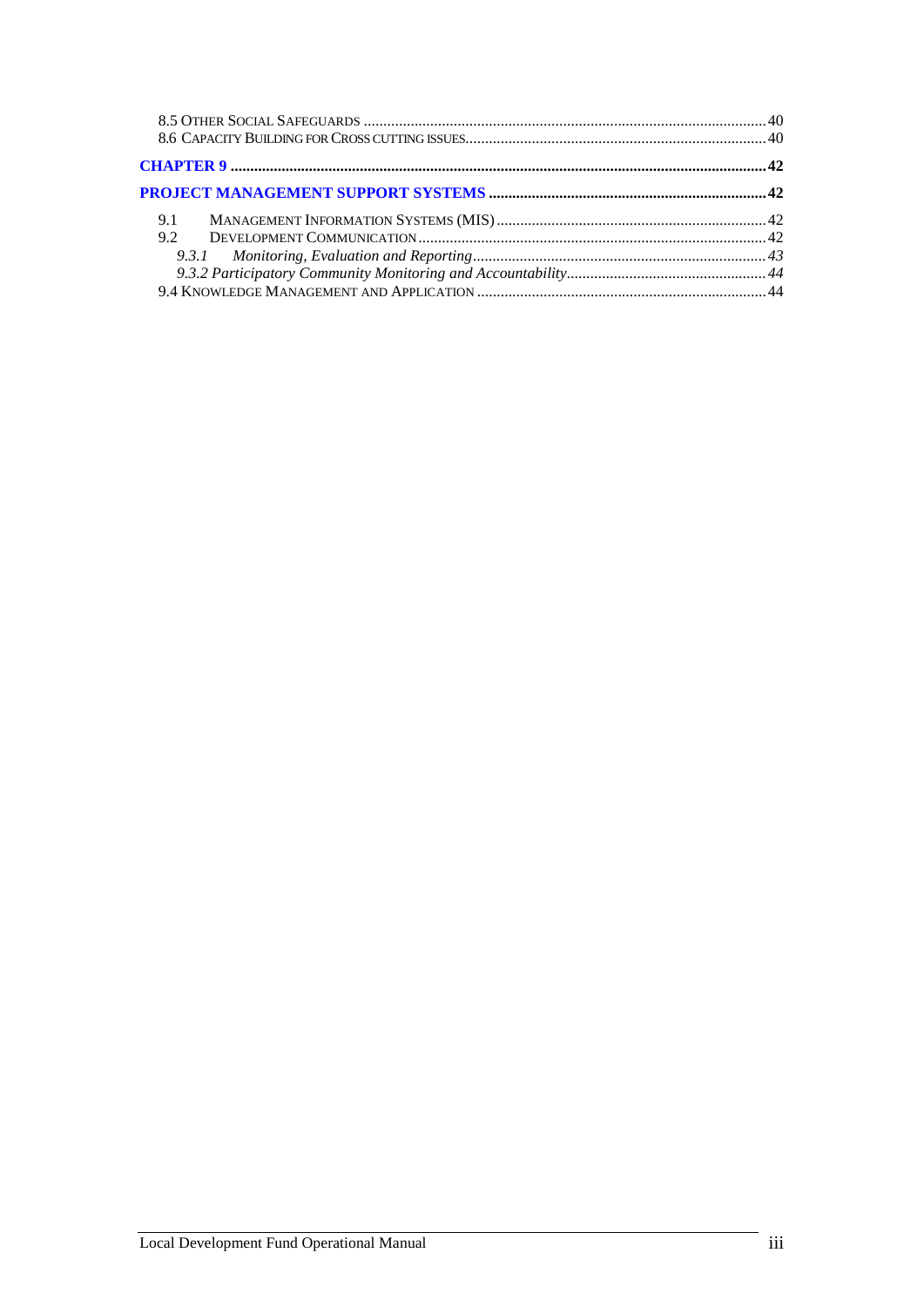8.5 Other Social Safeguards ..... 40
8.6 Capacity Building for Cross cutting issues ..... 40

**CHAPTER 9 ..... 42**

**PROJECT MANAGEMENT SUPPORT SYSTEMS ..... 42**

9.1 Management Information Systems (MIS) ..... 42
9.2 Development Communication ..... 42
*9.3.1 Monitoring, Evaluation and Reporting ..... 43*
*9.3.2 Participatory Community Monitoring and Accountability ..... 44*
9.4 Knowledge Management and Application ..... 44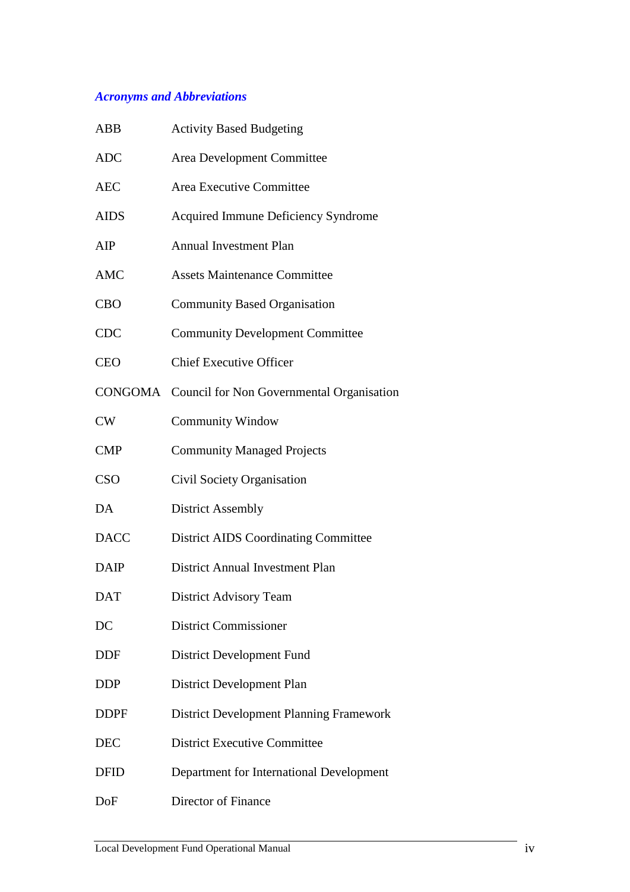## *Acronyms and Abbreviations*

| | |
|---|---|
| ABB | Activity Based Budgeting |
| ADC | Area Development Committee |
| AEC | Area Executive Committee |
| AIDS | Acquired Immune Deficiency Syndrome |
| AIP | Annual Investment Plan |
| AMC | Assets Maintenance Committee |
| CBO | Community Based Organisation |
| CDC | Community Development Committee |
| CEO | Chief Executive Officer |
| CONGOMA | Council for Non Governmental Organisation |
| CW | Community Window |
| CMP | Community Managed Projects |
| CSO | Civil Society Organisation |
| DA | District Assembly |
| DACC | District AIDS Coordinating Committee |
| DAIP | District Annual Investment Plan |
| DAT | District Advisory Team |
| DC | District Commissioner |
| DDF | District Development Fund |
| DDP | District Development Plan |
| DDPF | District Development Planning Framework |
| DEC | District Executive Committee |
| DFID | Department for International Development |
| DoF | Director of Finance |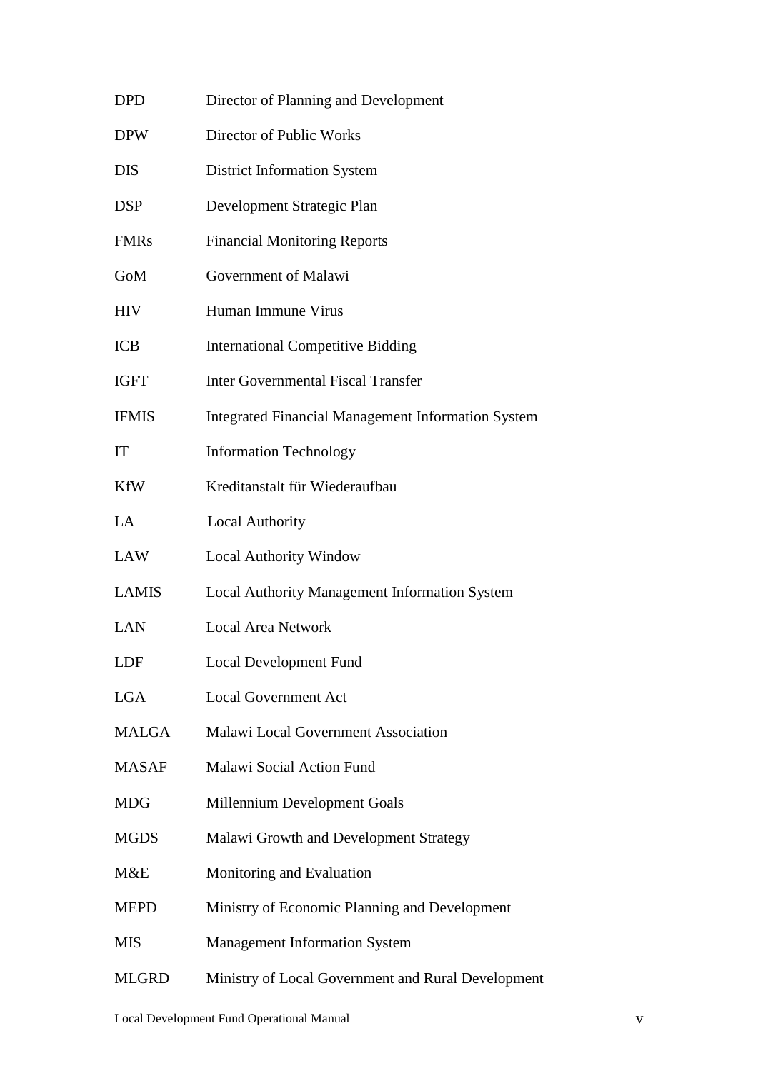| | |
|---|---|
| DPD | Director of Planning and Development |
| DPW | Director of Public Works |
| DIS | District Information System |
| DSP | Development Strategic Plan |
| FMRs | Financial Monitoring Reports |
| GoM | Government of Malawi |
| HIV | Human Immune Virus |
| ICB | International Competitive Bidding |
| IGFT | Inter Governmental Fiscal Transfer |
| IFMIS | Integrated Financial Management Information System |
| IT | Information Technology |
| KfW | Kreditanstalt für Wiederaufbau |
| LA | Local Authority |
| LAW | Local Authority Window |
| LAMIS | Local Authority Management Information System |
| LAN | Local Area Network |
| LDF | Local Development Fund |
| LGA | Local Government Act |
| MALGA | Malawi Local Government Association |
| MASAF | Malawi Social Action Fund |
| MDG | Millennium Development Goals |
| MGDS | Malawi Growth and Development Strategy |
| M&E | Monitoring and Evaluation |
| MEPD | Ministry of Economic Planning and Development |
| MIS | Management Information System |
| MLGRD | Ministry of Local Government and Rural Development |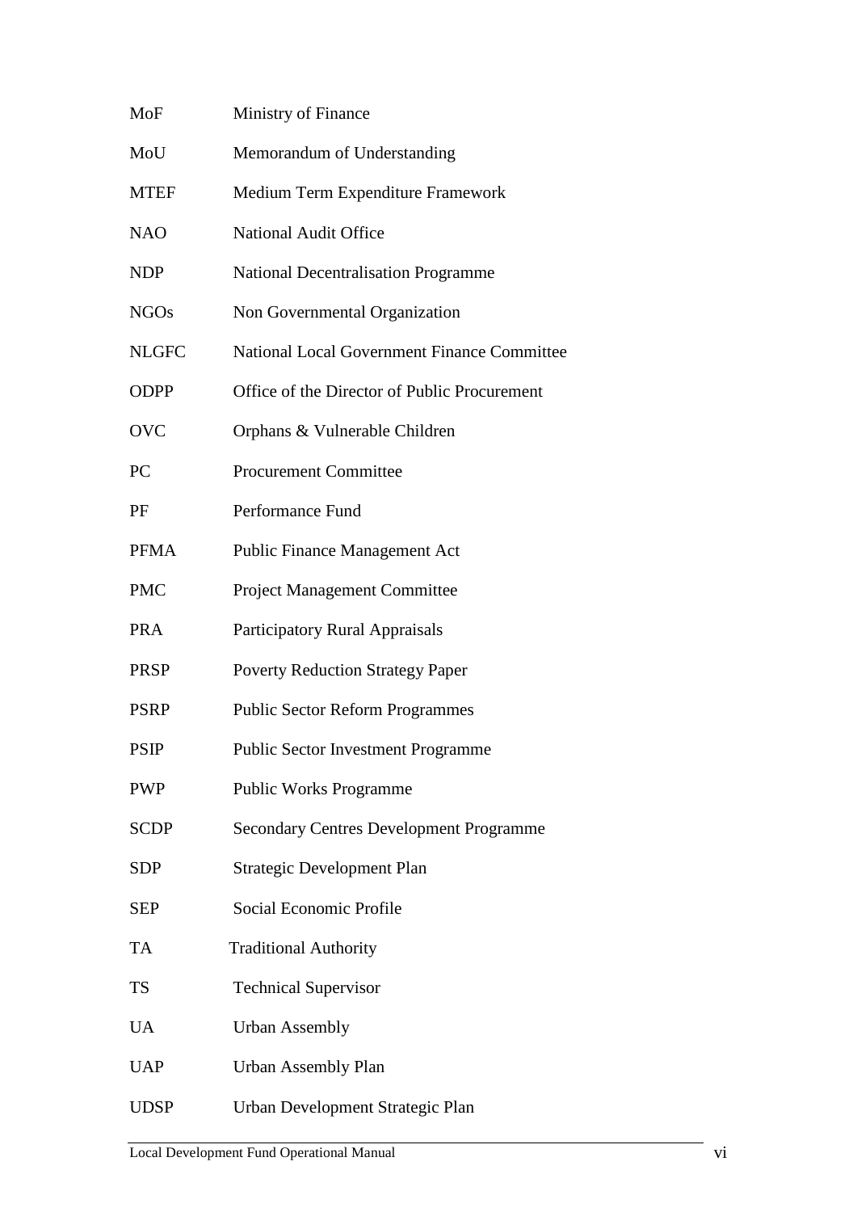| | |
|---|---|
| MoF | Ministry of Finance |
| MoU | Memorandum of Understanding |
| MTEF | Medium Term Expenditure Framework |
| NAO | National Audit Office |
| NDP | National Decentralisation Programme |
| NGOs | Non Governmental Organization |
| NLGFC | National Local Government Finance Committee |
| ODPP | Office of the Director of Public Procurement |
| OVC | Orphans & Vulnerable Children |
| PC | Procurement Committee |
| PF | Performance Fund |
| PFMA | Public Finance Management Act |
| PMC | Project Management Committee |
| PRA | Participatory Rural Appraisals |
| PRSP | Poverty Reduction Strategy Paper |
| PSRP | Public Sector Reform Programmes |
| PSIP | Public Sector Investment Programme |
| PWP | Public Works Programme |
| SCDP | Secondary Centres Development Programme |
| SDP | Strategic Development Plan |
| SEP | Social Economic Profile |
| TA | Traditional Authority |
| TS | Technical Supervisor |
| UA | Urban Assembly |
| UAP | Urban Assembly Plan |
| UDSP | Urban Development Strategic Plan |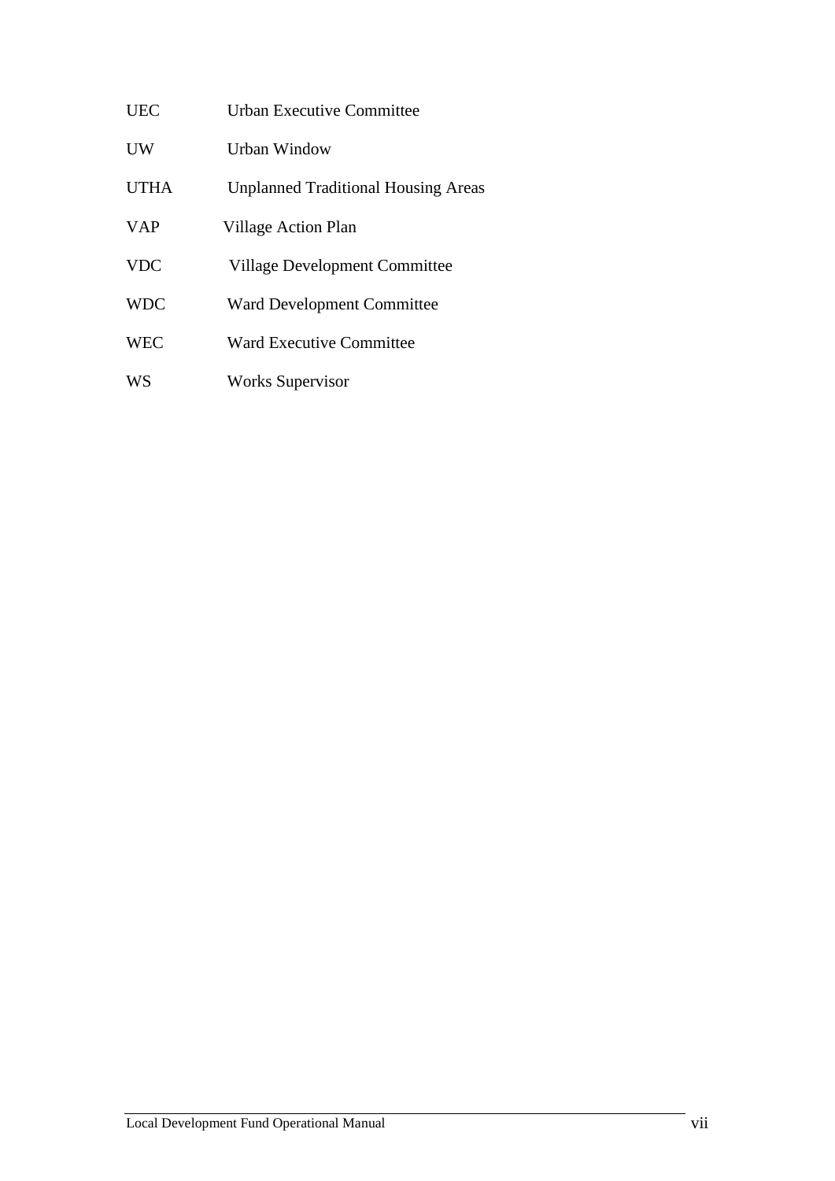| | |
|---|---|
| UEC | Urban Executive Committee |
| UW | Urban Window |
| UTHA | Unplanned Traditional Housing Areas |
| VAP | Village Action Plan |
| VDC | Village Development Committee |
| WDC | Ward Development Committee |
| WEC | Ward Executive Committee |
| WS | Works Supervisor |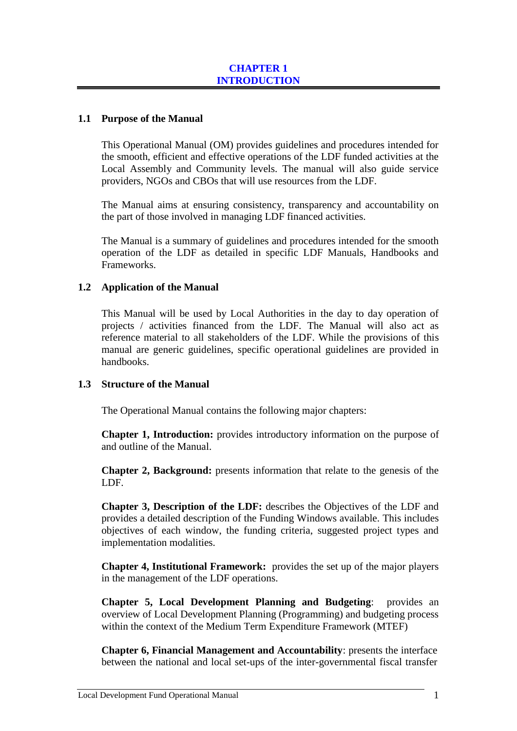# CHAPTER 1
# INTRODUCTION

## 1.1 Purpose of the Manual

This Operational Manual (OM) provides guidelines and procedures intended for the smooth, efficient and effective operations of the LDF funded activities at the Local Assembly and Community levels. The manual will also guide service providers, NGOs and CBOs that will use resources from the LDF.

The Manual aims at ensuring consistency, transparency and accountability on the part of those involved in managing LDF financed activities.

The Manual is a summary of guidelines and procedures intended for the smooth operation of the LDF as detailed in specific LDF Manuals, Handbooks and Frameworks.

## 1.2 Application of the Manual

This Manual will be used by Local Authorities in the day to day operation of projects / activities financed from the LDF. The Manual will also act as reference material to all stakeholders of the LDF. While the provisions of this manual are generic guidelines, specific operational guidelines are provided in handbooks.

## 1.3 Structure of the Manual

The Operational Manual contains the following major chapters:

**Chapter 1, Introduction:** provides introductory information on the purpose of and outline of the Manual.

**Chapter 2, Background:** presents information that relate to the genesis of the LDF.

**Chapter 3, Description of the LDF:** describes the Objectives of the LDF and provides a detailed description of the Funding Windows available. This includes objectives of each window, the funding criteria, suggested project types and implementation modalities.

**Chapter 4, Institutional Framework:** provides the set up of the major players in the management of the LDF operations.

**Chapter 5, Local Development Planning and Budgeting**: provides an overview of Local Development Planning (Programming) and budgeting process within the context of the Medium Term Expenditure Framework (MTEF)

**Chapter 6, Financial Management and Accountability**: presents the interface between the national and local set-ups of the inter-governmental fiscal transfer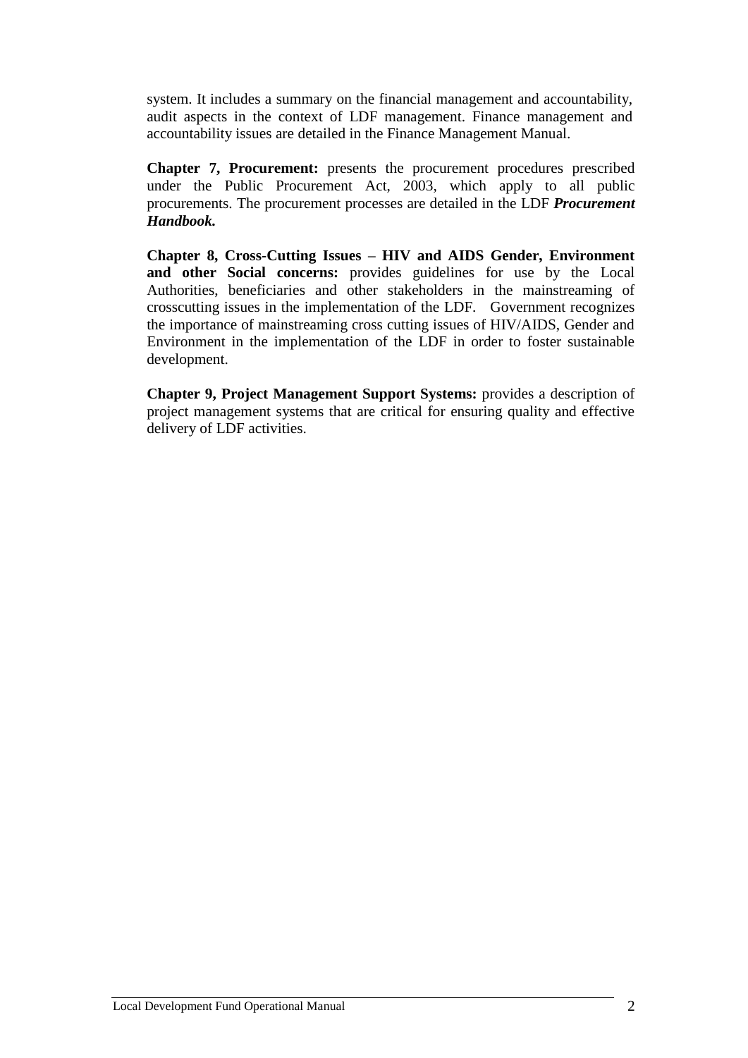system. It includes a summary on the financial management and accountability, audit aspects in the context of LDF management. Finance management and accountability issues are detailed in the Finance Management Manual.

**Chapter 7, Procurement:** presents the procurement procedures prescribed under the Public Procurement Act, 2003, which apply to all public procurements. The procurement processes are detailed in the LDF ***Procurement Handbook.***

**Chapter 8, Cross-Cutting Issues – HIV and AIDS Gender, Environment and other Social concerns:** provides guidelines for use by the Local Authorities, beneficiaries and other stakeholders in the mainstreaming of crosscutting issues in the implementation of the LDF. Government recognizes the importance of mainstreaming cross cutting issues of HIV/AIDS, Gender and Environment in the implementation of the LDF in order to foster sustainable development.

**Chapter 9, Project Management Support Systems:** provides a description of project management systems that are critical for ensuring quality and effective delivery of LDF activities.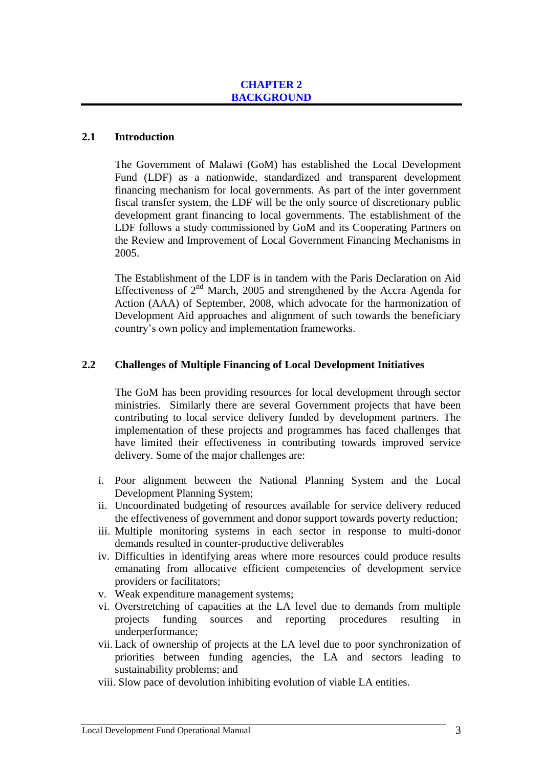# CHAPTER 2
# BACKGROUND

## 2.1 Introduction

The Government of Malawi (GoM) has established the Local Development Fund (LDF) as a nationwide, standardized and transparent development financing mechanism for local governments. As part of the inter government fiscal transfer system, the LDF will be the only source of discretionary public development grant financing to local governments. The establishment of the LDF follows a study commissioned by GoM and its Cooperating Partners on the Review and Improvement of Local Government Financing Mechanisms in 2005.

The Establishment of the LDF is in tandem with the Paris Declaration on Aid Effectiveness of 2nd March, 2005 and strengthened by the Accra Agenda for Action (AAA) of September, 2008, which advocate for the harmonization of Development Aid approaches and alignment of such towards the beneficiary country's own policy and implementation frameworks.

## 2.2 Challenges of Multiple Financing of Local Development Initiatives

The GoM has been providing resources for local development through sector ministries. Similarly there are several Government projects that have been contributing to local service delivery funded by development partners. The implementation of these projects and programmes has faced challenges that have limited their effectiveness in contributing towards improved service delivery. Some of the major challenges are:

i. Poor alignment between the National Planning System and the Local Development Planning System;
ii. Uncoordinated budgeting of resources available for service delivery reduced the effectiveness of government and donor support towards poverty reduction;
iii. Multiple monitoring systems in each sector in response to multi-donor demands resulted in counter-productive deliverables
iv. Difficulties in identifying areas where more resources could produce results emanating from allocative efficient competencies of development service providers or facilitators;
v. Weak expenditure management systems;
vi. Overstretching of capacities at the LA level due to demands from multiple projects funding sources and reporting procedures resulting in underperformance;
vii. Lack of ownership of projects at the LA level due to poor synchronization of priorities between funding agencies, the LA and sectors leading to sustainability problems; and
viii. Slow pace of devolution inhibiting evolution of viable LA entities.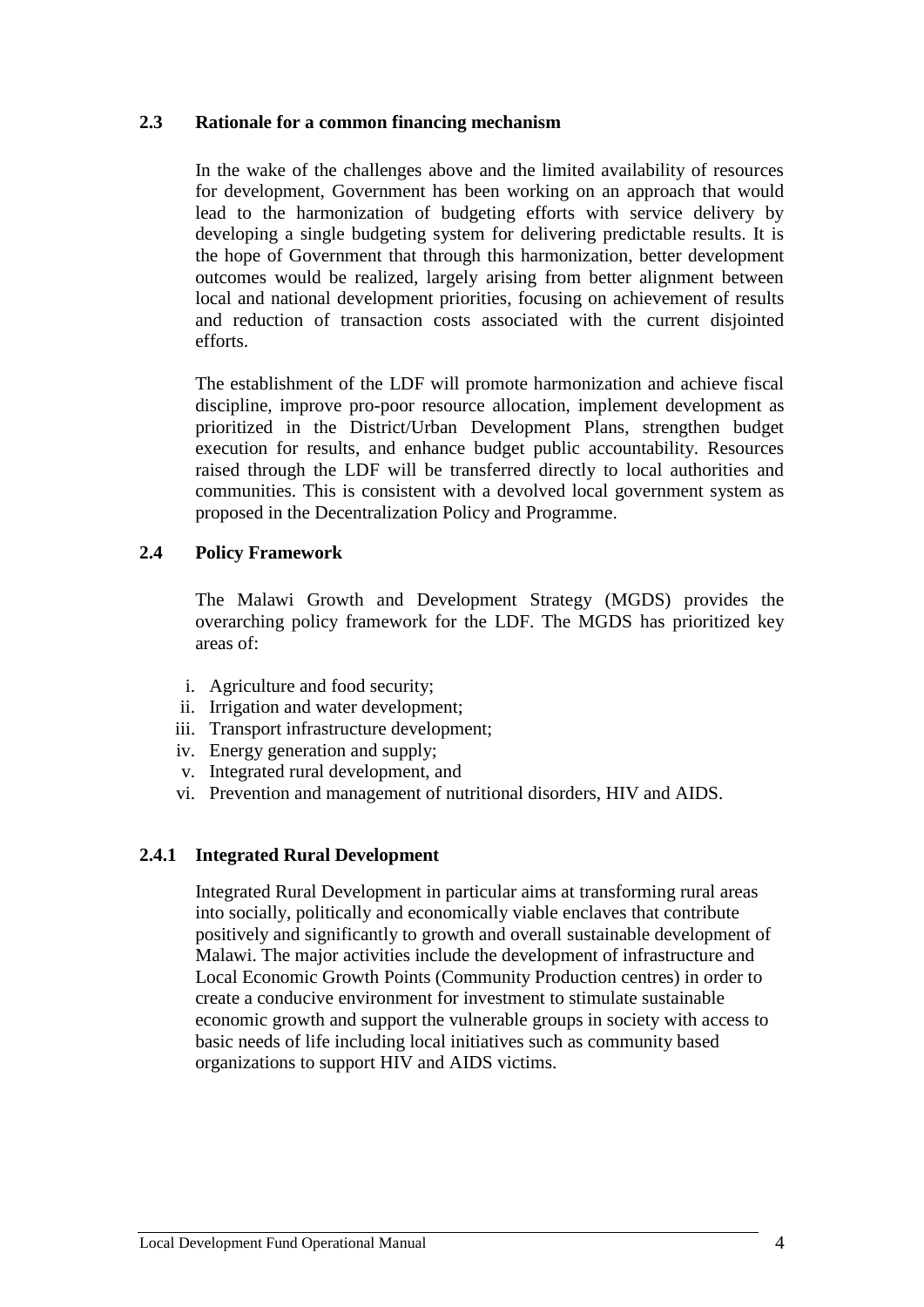### 2.3 Rationale for a common financing mechanism

In the wake of the challenges above and the limited availability of resources for development, Government has been working on an approach that would lead to the harmonization of budgeting efforts with service delivery by developing a single budgeting system for delivering predictable results. It is the hope of Government that through this harmonization, better development outcomes would be realized, largely arising from better alignment between local and national development priorities, focusing on achievement of results and reduction of transaction costs associated with the current disjointed efforts.

The establishment of the LDF will promote harmonization and achieve fiscal discipline, improve pro-poor resource allocation, implement development as prioritized in the District/Urban Development Plans, strengthen budget execution for results, and enhance budget public accountability. Resources raised through the LDF will be transferred directly to local authorities and communities. This is consistent with a devolved local government system as proposed in the Decentralization Policy and Programme.

### 2.4 Policy Framework

The Malawi Growth and Development Strategy (MGDS) provides the overarching policy framework for the LDF. The MGDS has prioritized key areas of:

- i. Agriculture and food security;
- ii. Irrigation and water development;
- iii. Transport infrastructure development;
- iv. Energy generation and supply;
- v. Integrated rural development, and
- vi. Prevention and management of nutritional disorders, HIV and AIDS.

#### 2.4.1 Integrated Rural Development

Integrated Rural Development in particular aims at transforming rural areas into socially, politically and economically viable enclaves that contribute positively and significantly to growth and overall sustainable development of Malawi. The major activities include the development of infrastructure and Local Economic Growth Points (Community Production centres) in order to create a conducive environment for investment to stimulate sustainable economic growth and support the vulnerable groups in society with access to basic needs of life including local initiatives such as community based organizations to support HIV and AIDS victims.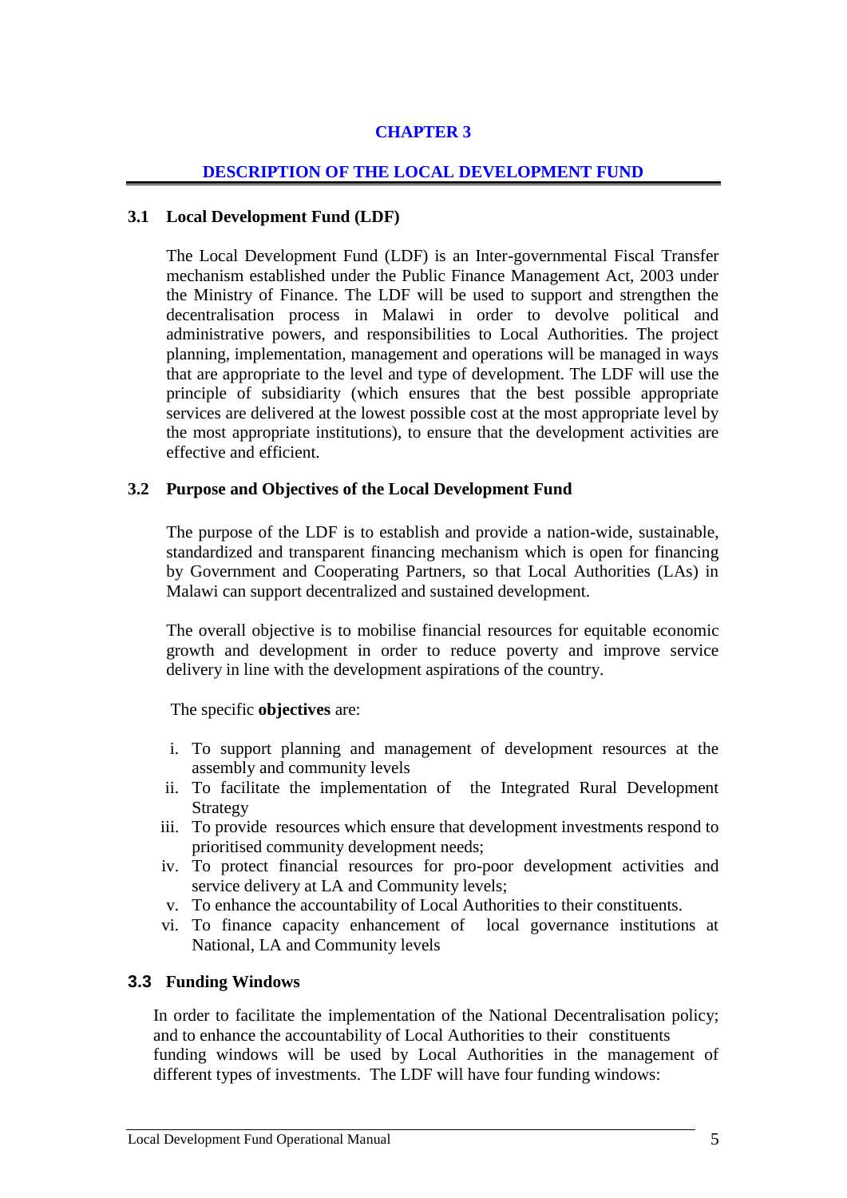# CHAPTER 3

## DESCRIPTION OF THE LOCAL DEVELOPMENT FUND

### 3.1 Local Development Fund (LDF)

The Local Development Fund (LDF) is an Inter-governmental Fiscal Transfer mechanism established under the Public Finance Management Act, 2003 under the Ministry of Finance. The LDF will be used to support and strengthen the decentralisation process in Malawi in order to devolve political and administrative powers, and responsibilities to Local Authorities. The project planning, implementation, management and operations will be managed in ways that are appropriate to the level and type of development. The LDF will use the principle of subsidiarity (which ensures that the best possible appropriate services are delivered at the lowest possible cost at the most appropriate level by the most appropriate institutions), to ensure that the development activities are effective and efficient.

### 3.2 Purpose and Objectives of the Local Development Fund

The purpose of the LDF is to establish and provide a nation-wide, sustainable, standardized and transparent financing mechanism which is open for financing by Government and Cooperating Partners, so that Local Authorities (LAs) in Malawi can support decentralized and sustained development.

The overall objective is to mobilise financial resources for equitable economic growth and development in order to reduce poverty and improve service delivery in line with the development aspirations of the country.

The specific **objectives** are:

i. To support planning and management of development resources at the assembly and community levels
ii. To facilitate the implementation of the Integrated Rural Development Strategy
iii. To provide resources which ensure that development investments respond to prioritised community development needs;
iv. To protect financial resources for pro-poor development activities and service delivery at LA and Community levels;
v. To enhance the accountability of Local Authorities to their constituents.
vi. To finance capacity enhancement of local governance institutions at National, LA and Community levels

### 3.3 Funding Windows

In order to facilitate the implementation of the National Decentralisation policy; and to enhance the accountability of Local Authorities to their constituents funding windows will be used by Local Authorities in the management of different types of investments. The LDF will have four funding windows: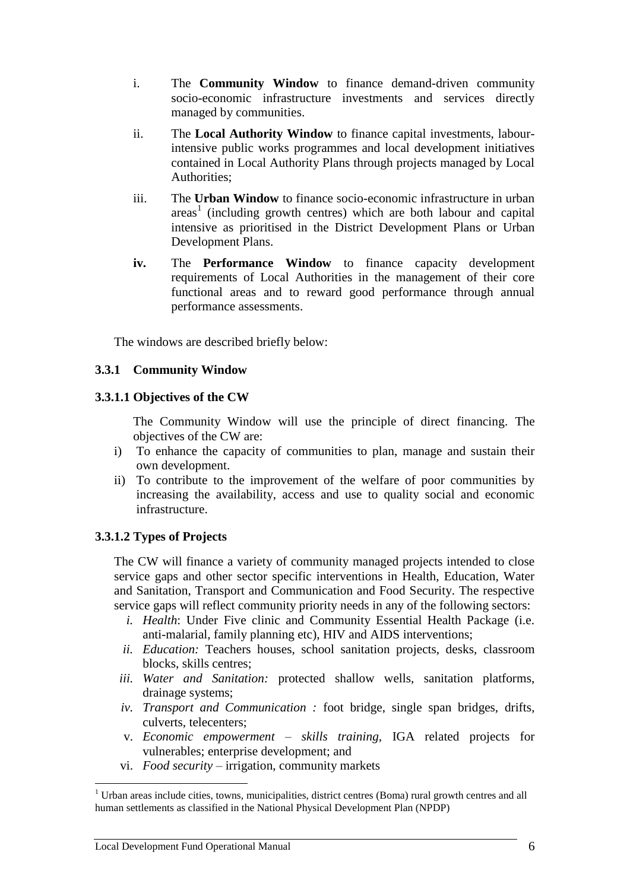i. The **Community Window** to finance demand-driven community socio-economic infrastructure investments and services directly managed by communities.

ii. The **Local Authority Window** to finance capital investments, labour-intensive public works programmes and local development initiatives contained in Local Authority Plans through projects managed by Local Authorities;

iii. The **Urban Window** to finance socio-economic infrastructure in urban areas[1] (including growth centres) which are both labour and capital intensive as prioritised in the District Development Plans or Urban Development Plans.

**iv.** The **Performance Window** to finance capacity development requirements of Local Authorities in the management of their core functional areas and to reward good performance through annual performance assessments.

The windows are described briefly below:

### 3.3.1 Community Window

#### 3.3.1.1 Objectives of the CW

The Community Window will use the principle of direct financing. The objectives of the CW are:

i) To enhance the capacity of communities to plan, manage and sustain their own development.

ii) To contribute to the improvement of the welfare of poor communities by increasing the availability, access and use to quality social and economic infrastructure.

#### 3.3.1.2 Types of Projects

The CW will finance a variety of community managed projects intended to close service gaps and other sector specific interventions in Health, Education, Water and Sanitation, Transport and Communication and Food Security. The respective service gaps will reflect community priority needs in any of the following sectors:

*i. Health*: Under Five clinic and Community Essential Health Package (i.e. anti-malarial, family planning etc), HIV and AIDS interventions;

*ii. Education:* Teachers houses, school sanitation projects, desks, classroom blocks, skills centres;

*iii. Water and Sanitation:* protected shallow wells, sanitation platforms, drainage systems;

*iv. Transport and Communication :* foot bridge, single span bridges, drifts, culverts, telecenters;

v. *Economic empowerment – skills training,* IGA related projects for vulnerables; enterprise development; and

vi. *Food security* – irrigation, community markets

[1] Urban areas include cities, towns, municipalities, district centres (Boma) rural growth centres and all human settlements as classified in the National Physical Development Plan (NPDP)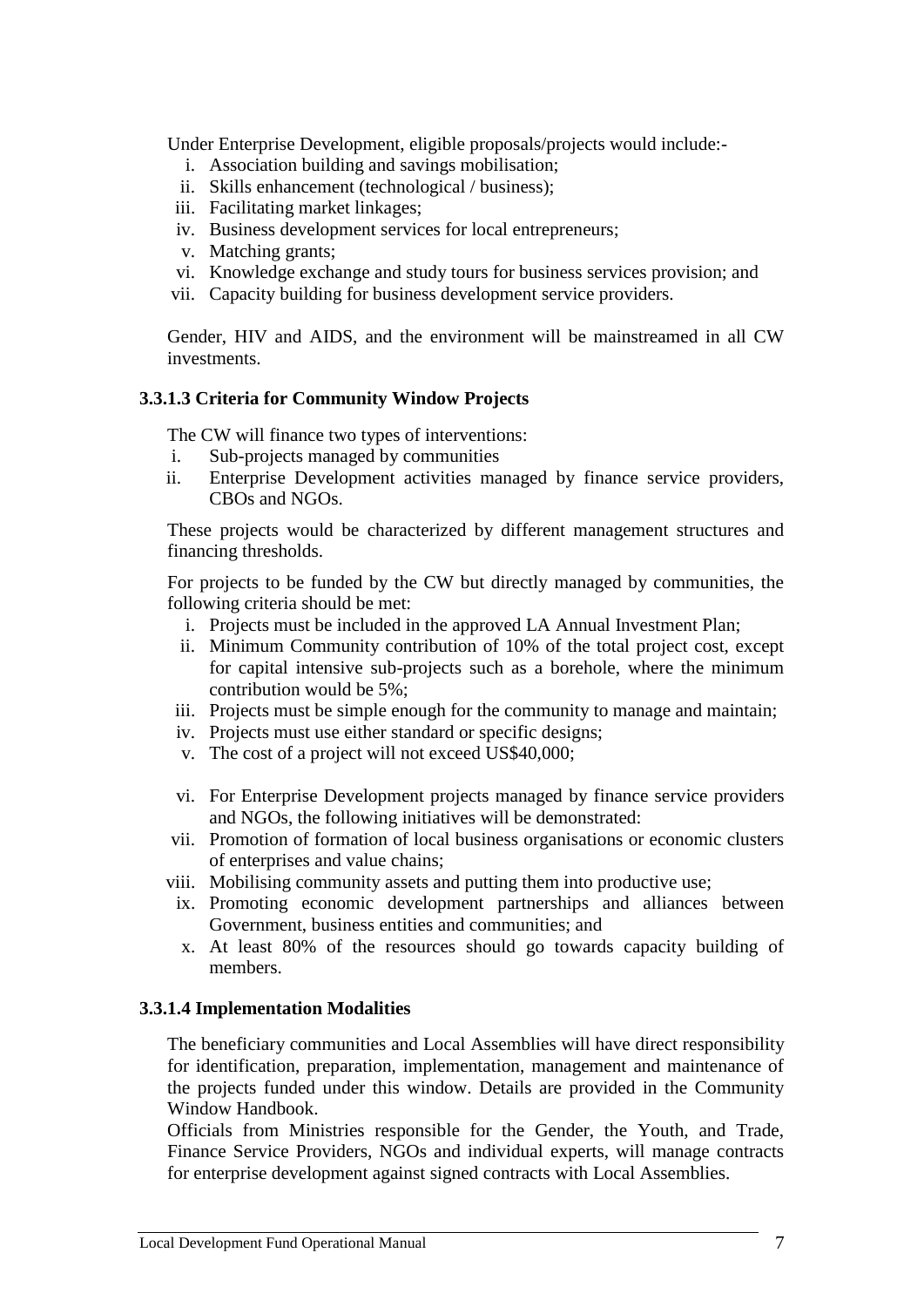Under Enterprise Development, eligible proposals/projects would include:-

i. Association building and savings mobilisation;
ii. Skills enhancement (technological / business);
iii. Facilitating market linkages;
iv. Business development services for local entrepreneurs;
v. Matching grants;
vi. Knowledge exchange and study tours for business services provision; and
vii. Capacity building for business development service providers.

Gender, HIV and AIDS, and the environment will be mainstreamed in all CW investments.

### 3.3.1.3 Criteria for Community Window Projects

The CW will finance two types of interventions:

i. Sub-projects managed by communities
ii. Enterprise Development activities managed by finance service providers, CBOs and NGOs.

These projects would be characterized by different management structures and financing thresholds.

For projects to be funded by the CW but directly managed by communities, the following criteria should be met:

i. Projects must be included in the approved LA Annual Investment Plan;
ii. Minimum Community contribution of 10% of the total project cost, except for capital intensive sub-projects such as a borehole, where the minimum contribution would be 5%;
iii. Projects must be simple enough for the community to manage and maintain;
iv. Projects must use either standard or specific designs;
v. The cost of a project will not exceed US$40,000;

vi. For Enterprise Development projects managed by finance service providers and NGOs, the following initiatives will be demonstrated:
vii. Promotion of formation of local business organisations or economic clusters of enterprises and value chains;
viii. Mobilising community assets and putting them into productive use;
ix. Promoting economic development partnerships and alliances between Government, business entities and communities; and
x. At least 80% of the resources should go towards capacity building of members.

### 3.3.1.4 Implementation Modalities

The beneficiary communities and Local Assemblies will have direct responsibility for identification, preparation, implementation, management and maintenance of the projects funded under this window. Details are provided in the Community Window Handbook.

Officials from Ministries responsible for the Gender, the Youth, and Trade, Finance Service Providers, NGOs and individual experts, will manage contracts for enterprise development against signed contracts with Local Assemblies.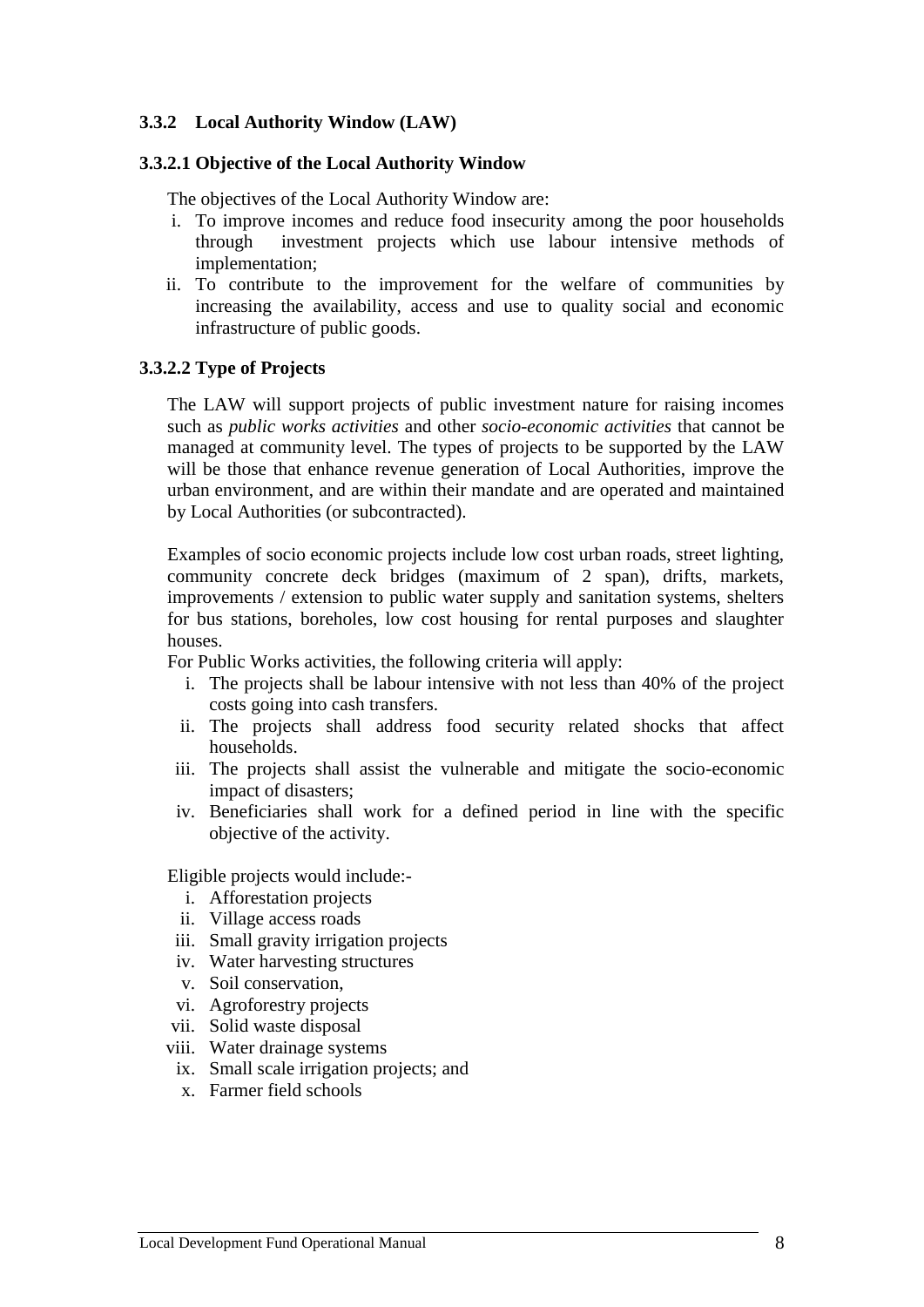### 3.3.2 Local Authority Window (LAW)

#### 3.3.2.1 Objective of the Local Authority Window

The objectives of the Local Authority Window are:

i. To improve incomes and reduce food insecurity among the poor households through investment projects which use labour intensive methods of implementation;
ii. To contribute to the improvement for the welfare of communities by increasing the availability, access and use to quality social and economic infrastructure of public goods.

#### 3.3.2.2 Type of Projects

The LAW will support projects of public investment nature for raising incomes such as *public works activities* and other *socio-economic activities* that cannot be managed at community level. The types of projects to be supported by the LAW will be those that enhance revenue generation of Local Authorities, improve the urban environment, and are within their mandate and are operated and maintained by Local Authorities (or subcontracted).

Examples of socio economic projects include low cost urban roads, street lighting, community concrete deck bridges (maximum of 2 span), drifts, markets, improvements / extension to public water supply and sanitation systems, shelters for bus stations, boreholes, low cost housing for rental purposes and slaughter houses.

For Public Works activities, the following criteria will apply:

i. The projects shall be labour intensive with not less than 40% of the project costs going into cash transfers.
ii. The projects shall address food security related shocks that affect households.
iii. The projects shall assist the vulnerable and mitigate the socio-economic impact of disasters;
iv. Beneficiaries shall work for a defined period in line with the specific objective of the activity.

Eligible projects would include:-

i. Afforestation projects
ii. Village access roads
iii. Small gravity irrigation projects
iv. Water harvesting structures
v. Soil conservation,
vi. Agroforestry projects
vii. Solid waste disposal
viii. Water drainage systems
ix. Small scale irrigation projects; and
x. Farmer field schools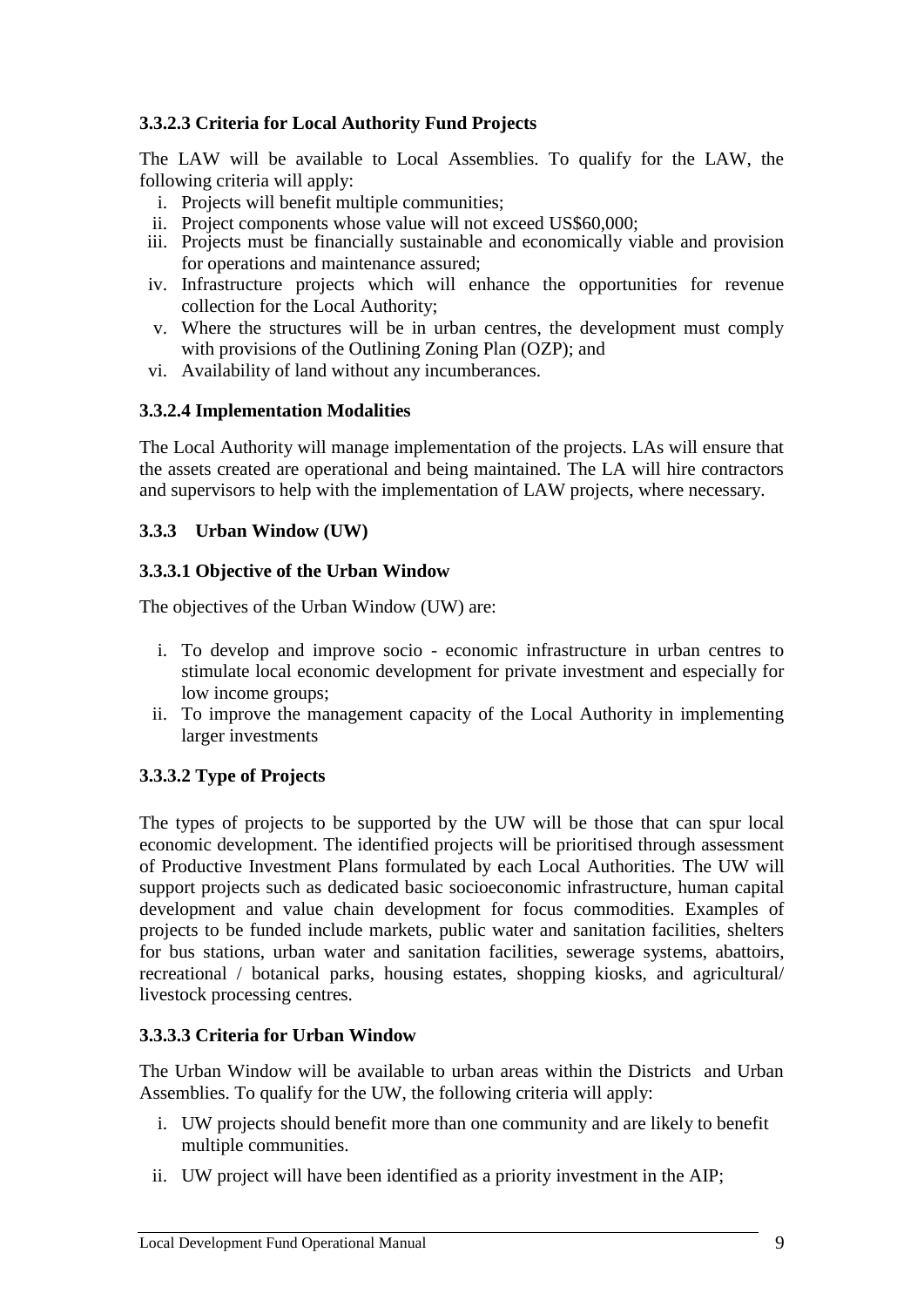#### 3.3.2.3 Criteria for Local Authority Fund Projects

The LAW will be available to Local Assemblies. To qualify for the LAW, the following criteria will apply:

i. Projects will benefit multiple communities;
ii. Project components whose value will not exceed US$60,000;
iii. Projects must be financially sustainable and economically viable and provision for operations and maintenance assured;
iv. Infrastructure projects which will enhance the opportunities for revenue collection for the Local Authority;
v. Where the structures will be in urban centres, the development must comply with provisions of the Outlining Zoning Plan (OZP); and
vi. Availability of land without any incumberances.

#### 3.3.2.4 Implementation Modalities

The Local Authority will manage implementation of the projects. LAs will ensure that the assets created are operational and being maintained. The LA will hire contractors and supervisors to help with the implementation of LAW projects, where necessary.

### 3.3.3 Urban Window (UW)

#### 3.3.3.1 Objective of the Urban Window

The objectives of the Urban Window (UW) are:

i. To develop and improve socio - economic infrastructure in urban centres to stimulate local economic development for private investment and especially for low income groups;
ii. To improve the management capacity of the Local Authority in implementing larger investments

#### 3.3.3.2 Type of Projects

The types of projects to be supported by the UW will be those that can spur local economic development. The identified projects will be prioritised through assessment of Productive Investment Plans formulated by each Local Authorities. The UW will support projects such as dedicated basic socioeconomic infrastructure, human capital development and value chain development for focus commodities. Examples of projects to be funded include markets, public water and sanitation facilities, shelters for bus stations, urban water and sanitation facilities, sewerage systems, abattoirs, recreational / botanical parks, housing estates, shopping kiosks, and agricultural/ livestock processing centres.

#### 3.3.3.3 Criteria for Urban Window

The Urban Window will be available to urban areas within the Districts and Urban Assemblies. To qualify for the UW, the following criteria will apply:

i. UW projects should benefit more than one community and are likely to benefit multiple communities.
ii. UW project will have been identified as a priority investment in the AIP;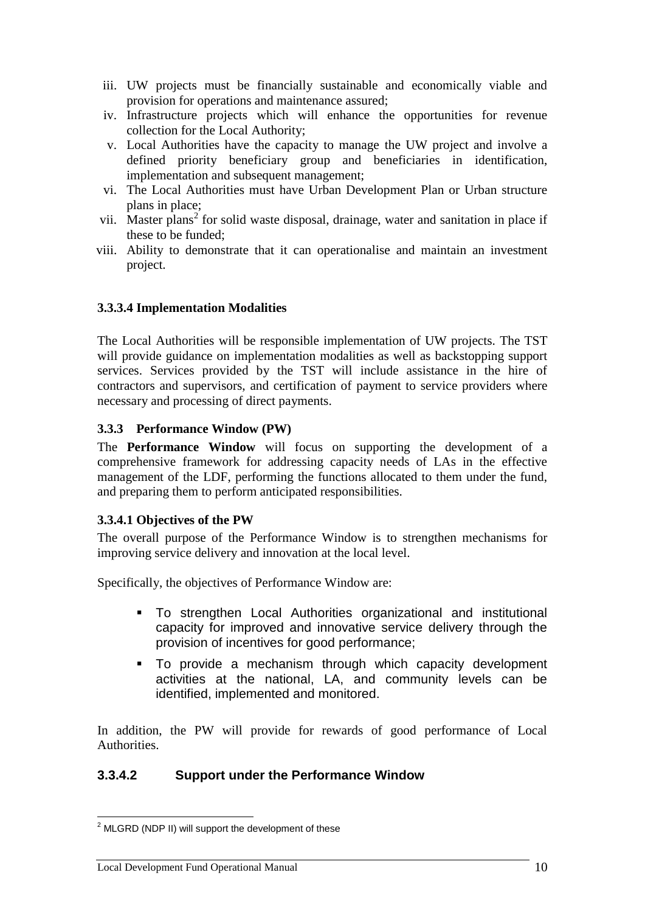iii. UW projects must be financially sustainable and economically viable and provision for operations and maintenance assured;
iv. Infrastructure projects which will enhance the opportunities for revenue collection for the Local Authority;
v. Local Authorities have the capacity to manage the UW project and involve a defined priority beneficiary group and beneficiaries in identification, implementation and subsequent management;
vi. The Local Authorities must have Urban Development Plan or Urban structure plans in place;
vii. Master plans[2] for solid waste disposal, drainage, water and sanitation in place if these to be funded;
viii. Ability to demonstrate that it can operationalise and maintain an investment project.

#### 3.3.3.4 Implementation Modalities

The Local Authorities will be responsible implementation of UW projects. The TST will provide guidance on implementation modalities as well as backstopping support services. Services provided by the TST will include assistance in the hire of contractors and supervisors, and certification of payment to service providers where necessary and processing of direct payments.

### 3.3.3 Performance Window (PW)

The **Performance Window** will focus on supporting the development of a comprehensive framework for addressing capacity needs of LAs in the effective management of the LDF, performing the functions allocated to them under the fund, and preparing them to perform anticipated responsibilities.

#### 3.3.4.1 Objectives of the PW

The overall purpose of the Performance Window is to strengthen mechanisms for improving service delivery and innovation at the local level.

Specifically, the objectives of Performance Window are:

- To strengthen Local Authorities organizational and institutional capacity for improved and innovative service delivery through the provision of incentives for good performance;
- To provide a mechanism through which capacity development activities at the national, LA, and community levels can be identified, implemented and monitored.

In addition, the PW will provide for rewards of good performance of Local Authorities.

#### 3.3.4.2 Support under the Performance Window

[2] MLGRD (NDP II) will support the development of these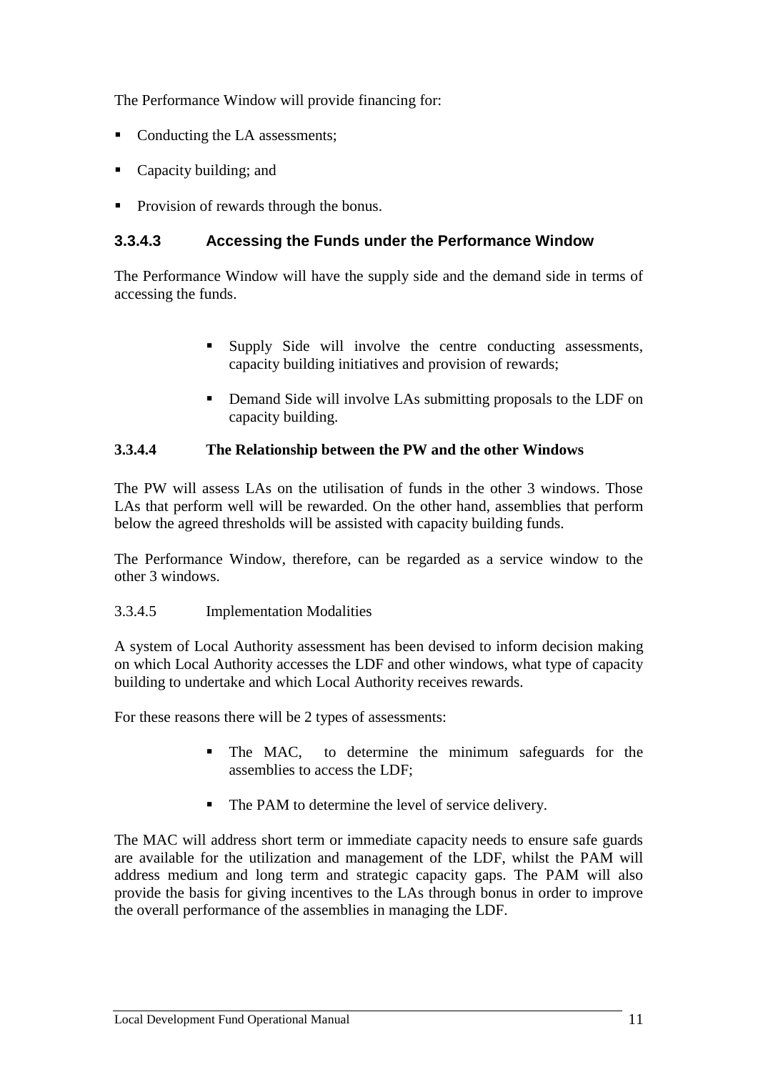The Performance Window will provide financing for:

- Conducting the LA assessments;
- Capacity building; and
- Provision of rewards through the bonus.

#### 3.3.4.3 Accessing the Funds under the Performance Window

The Performance Window will have the supply side and the demand side in terms of accessing the funds.

- Supply Side will involve the centre conducting assessments, capacity building initiatives and provision of rewards;
- Demand Side will involve LAs submitting proposals to the LDF on capacity building.

#### 3.3.4.4 The Relationship between the PW and the other Windows

The PW will assess LAs on the utilisation of funds in the other 3 windows. Those LAs that perform well will be rewarded. On the other hand, assemblies that perform below the agreed thresholds will be assisted with capacity building funds.

The Performance Window, therefore, can be regarded as a service window to the other 3 windows.

3.3.4.5 Implementation Modalities

A system of Local Authority assessment has been devised to inform decision making on which Local Authority accesses the LDF and other windows, what type of capacity building to undertake and which Local Authority receives rewards.

For these reasons there will be 2 types of assessments:

- The MAC, to determine the minimum safeguards for the assemblies to access the LDF;
- The PAM to determine the level of service delivery.

The MAC will address short term or immediate capacity needs to ensure safe guards are available for the utilization and management of the LDF, whilst the PAM will address medium and long term and strategic capacity gaps. The PAM will also provide the basis for giving incentives to the LAs through bonus in order to improve the overall performance of the assemblies in managing the LDF.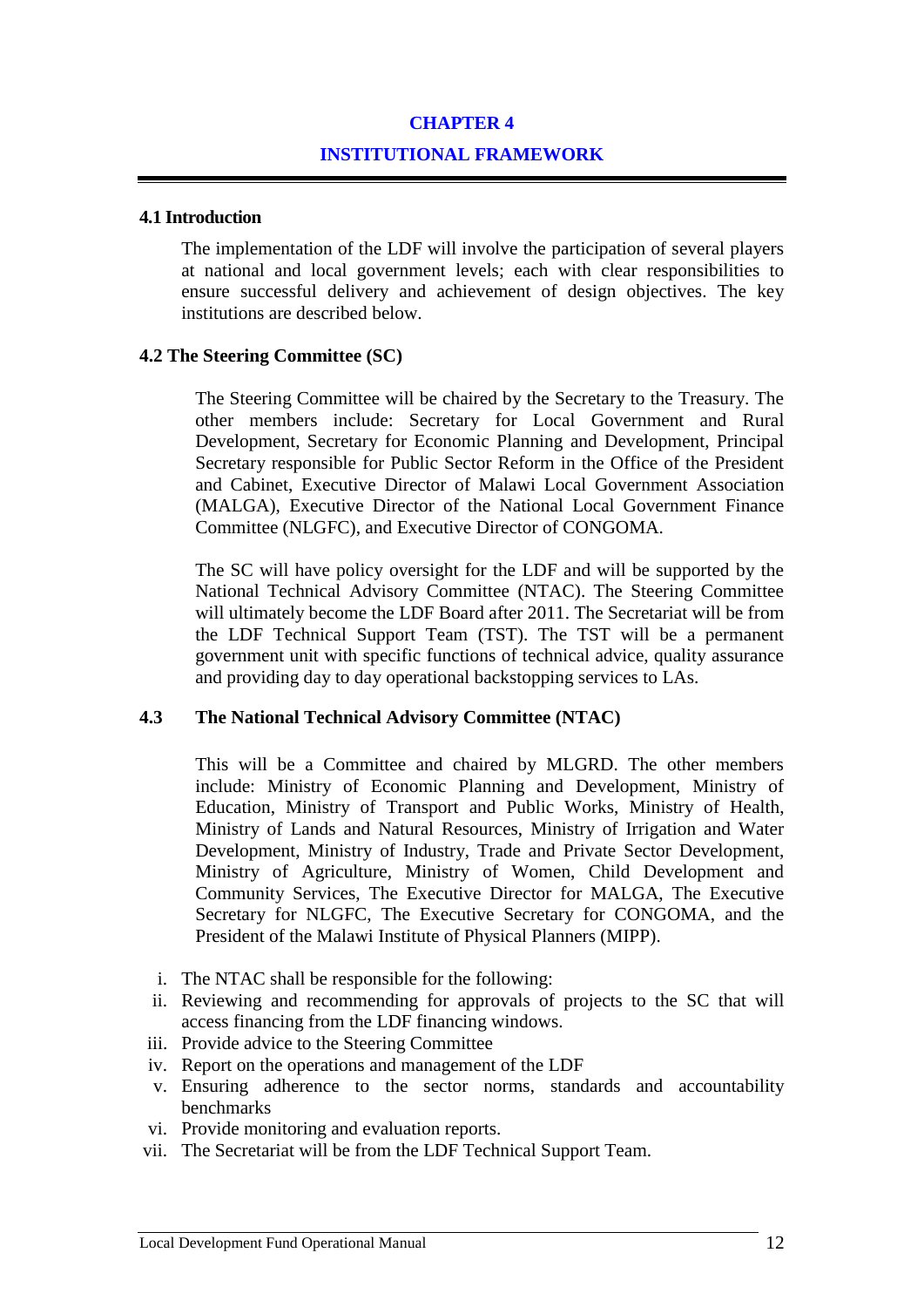# CHAPTER 4

# INSTITUTIONAL FRAMEWORK

## 4.1 Introduction

The implementation of the LDF will involve the participation of several players at national and local government levels; each with clear responsibilities to ensure successful delivery and achievement of design objectives. The key institutions are described below.

## 4.2 The Steering Committee (SC)

The Steering Committee will be chaired by the Secretary to the Treasury. The other members include: Secretary for Local Government and Rural Development, Secretary for Economic Planning and Development, Principal Secretary responsible for Public Sector Reform in the Office of the President and Cabinet, Executive Director of Malawi Local Government Association (MALGA), Executive Director of the National Local Government Finance Committee (NLGFC), and Executive Director of CONGOMA.

The SC will have policy oversight for the LDF and will be supported by the National Technical Advisory Committee (NTAC). The Steering Committee will ultimately become the LDF Board after 2011. The Secretariat will be from the LDF Technical Support Team (TST). The TST will be a permanent government unit with specific functions of technical advice, quality assurance and providing day to day operational backstopping services to LAs.

## 4.3 The National Technical Advisory Committee (NTAC)

This will be a Committee and chaired by MLGRD. The other members include: Ministry of Economic Planning and Development, Ministry of Education, Ministry of Transport and Public Works, Ministry of Health, Ministry of Lands and Natural Resources, Ministry of Irrigation and Water Development, Ministry of Industry, Trade and Private Sector Development, Ministry of Agriculture, Ministry of Women, Child Development and Community Services, The Executive Director for MALGA, The Executive Secretary for NLGFC, The Executive Secretary for CONGOMA, and the President of the Malawi Institute of Physical Planners (MIPP).

i. The NTAC shall be responsible for the following:
ii. Reviewing and recommending for approvals of projects to the SC that will access financing from the LDF financing windows.
iii. Provide advice to the Steering Committee
iv. Report on the operations and management of the LDF
v. Ensuring adherence to the sector norms, standards and accountability benchmarks
vi. Provide monitoring and evaluation reports.
vii. The Secretariat will be from the LDF Technical Support Team.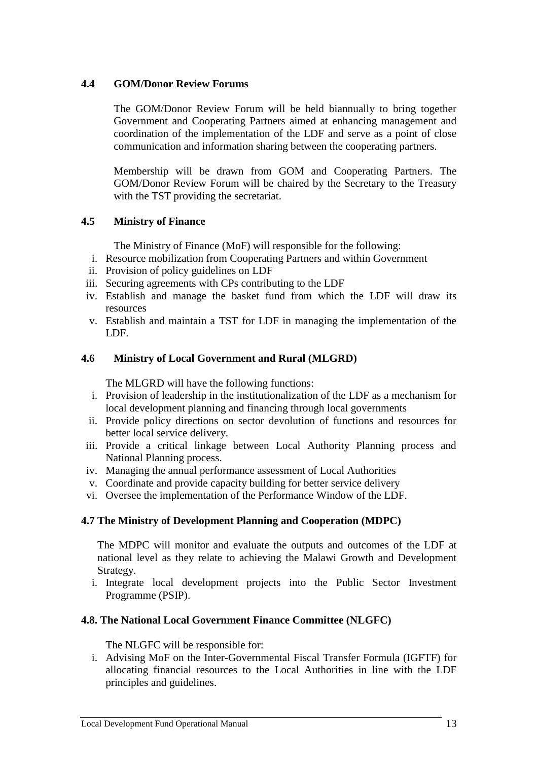### 4.4 GOM/Donor Review Forums

The GOM/Donor Review Forum will be held biannually to bring together Government and Cooperating Partners aimed at enhancing management and coordination of the implementation of the LDF and serve as a point of close communication and information sharing between the cooperating partners.

Membership will be drawn from GOM and Cooperating Partners. The GOM/Donor Review Forum will be chaired by the Secretary to the Treasury with the TST providing the secretariat.

### 4.5 Ministry of Finance

The Ministry of Finance (MoF) will responsible for the following:

i. Resource mobilization from Cooperating Partners and within Government
ii. Provision of policy guidelines on LDF
iii. Securing agreements with CPs contributing to the LDF
iv. Establish and manage the basket fund from which the LDF will draw its resources
v. Establish and maintain a TST for LDF in managing the implementation of the LDF.

### 4.6 Ministry of Local Government and Rural (MLGRD)

The MLGRD will have the following functions:

i. Provision of leadership in the institutionalization of the LDF as a mechanism for local development planning and financing through local governments
ii. Provide policy directions on sector devolution of functions and resources for better local service delivery.
iii. Provide a critical linkage between Local Authority Planning process and National Planning process.
iv. Managing the annual performance assessment of Local Authorities
v. Coordinate and provide capacity building for better service delivery
vi. Oversee the implementation of the Performance Window of the LDF.

### 4.7 The Ministry of Development Planning and Cooperation (MDPC)

The MDPC will monitor and evaluate the outputs and outcomes of the LDF at national level as they relate to achieving the Malawi Growth and Development Strategy.

i. Integrate local development projects into the Public Sector Investment Programme (PSIP).

### 4.8. The National Local Government Finance Committee (NLGFC)

The NLGFC will be responsible for:

i. Advising MoF on the Inter-Governmental Fiscal Transfer Formula (IGFTF) for allocating financial resources to the Local Authorities in line with the LDF principles and guidelines.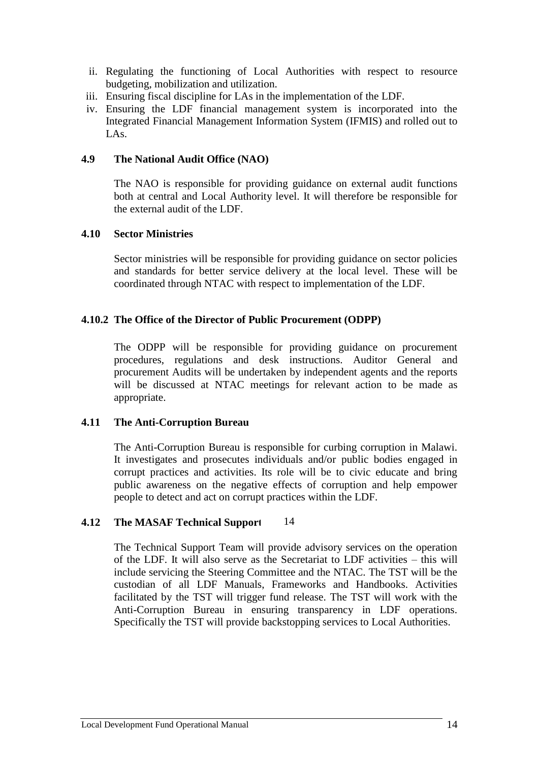ii. Regulating the functioning of Local Authorities with respect to resource budgeting, mobilization and utilization.
iii. Ensuring fiscal discipline for LAs in the implementation of the LDF.
iv. Ensuring the LDF financial management system is incorporated into the Integrated Financial Management Information System (IFMIS) and rolled out to LAs.

### 4.9 The National Audit Office (NAO)

The NAO is responsible for providing guidance on external audit functions both at central and Local Authority level. It will therefore be responsible for the external audit of the LDF.

### 4.10 Sector Ministries

Sector ministries will be responsible for providing guidance on sector policies and standards for better service delivery at the local level. These will be coordinated through NTAC with respect to implementation of the LDF.

### 4.10.2 The Office of the Director of Public Procurement (ODPP)

The ODPP will be responsible for providing guidance on procurement procedures, regulations and desk instructions. Auditor General and procurement Audits will be undertaken by independent agents and the reports will be discussed at NTAC meetings for relevant action to be made as appropriate.

### 4.11 The Anti-Corruption Bureau

The Anti-Corruption Bureau is responsible for curbing corruption in Malawi. It investigates and prosecutes individuals and/or public bodies engaged in corrupt practices and activities. Its role will be to civic educate and bring public awareness on the negative effects of corruption and help empower people to detect and act on corrupt practices within the LDF.

### 4.12 The MASAF Technical Support

The Technical Support Team will provide advisory services on the operation of the LDF. It will also serve as the Secretariat to LDF activities – this will include servicing the Steering Committee and the NTAC. The TST will be the custodian of all LDF Manuals, Frameworks and Handbooks. Activities facilitated by the TST will trigger fund release. The TST will work with the Anti-Corruption Bureau in ensuring transparency in LDF operations. Specifically the TST will provide backstopping services to Local Authorities.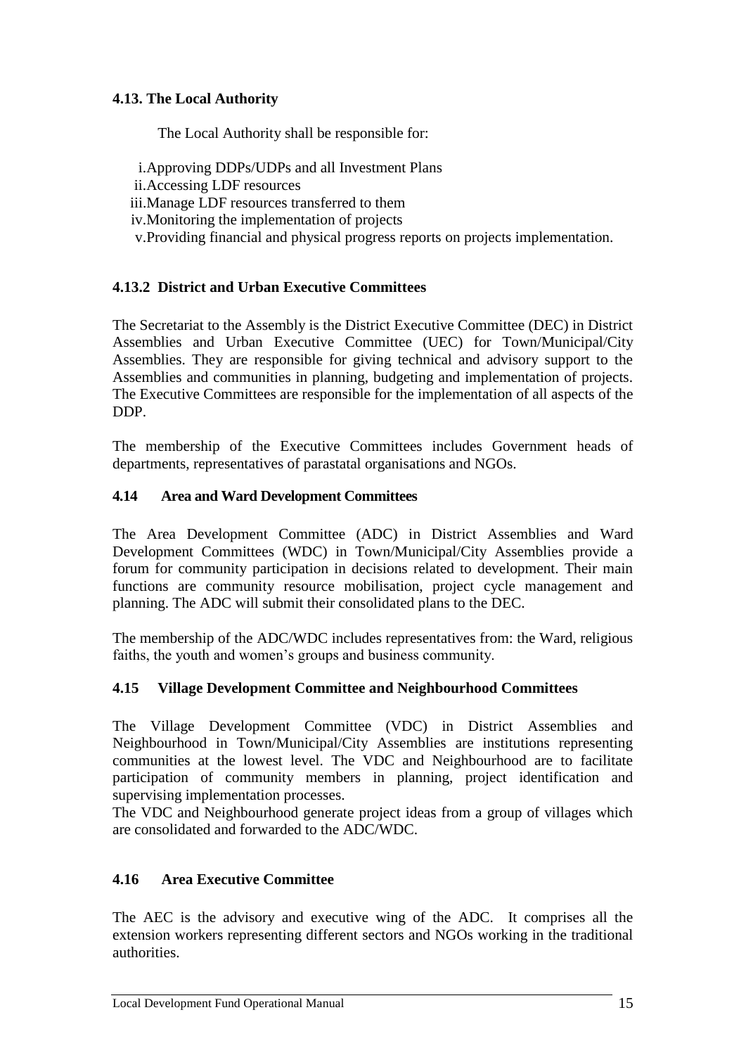### 4.13. The Local Authority

The Local Authority shall be responsible for:

i. Approving DDPs/UDPs and all Investment Plans
ii. Accessing LDF resources
iii. Manage LDF resources transferred to them
iv. Monitoring the implementation of projects
v. Providing financial and physical progress reports on projects implementation.

#### 4.13.2 District and Urban Executive Committees

The Secretariat to the Assembly is the District Executive Committee (DEC) in District Assemblies and Urban Executive Committee (UEC) for Town/Municipal/City Assemblies. They are responsible for giving technical and advisory support to the Assemblies and communities in planning, budgeting and implementation of projects. The Executive Committees are responsible for the implementation of all aspects of the DDP.

The membership of the Executive Committees includes Government heads of departments, representatives of parastatal organisations and NGOs.

### 4.14 Area and Ward Development Committees

The Area Development Committee (ADC) in District Assemblies and Ward Development Committees (WDC) in Town/Municipal/City Assemblies provide a forum for community participation in decisions related to development. Their main functions are community resource mobilisation, project cycle management and planning. The ADC will submit their consolidated plans to the DEC.

The membership of the ADC/WDC includes representatives from: the Ward, religious faiths, the youth and women's groups and business community.

### 4.15 Village Development Committee and Neighbourhood Committees

The Village Development Committee (VDC) in District Assemblies and Neighbourhood in Town/Municipal/City Assemblies are institutions representing communities at the lowest level. The VDC and Neighbourhood are to facilitate participation of community members in planning, project identification and supervising implementation processes.
The VDC and Neighbourhood generate project ideas from a group of villages which are consolidated and forwarded to the ADC/WDC.

### 4.16 Area Executive Committee

The AEC is the advisory and executive wing of the ADC. It comprises all the extension workers representing different sectors and NGOs working in the traditional authorities.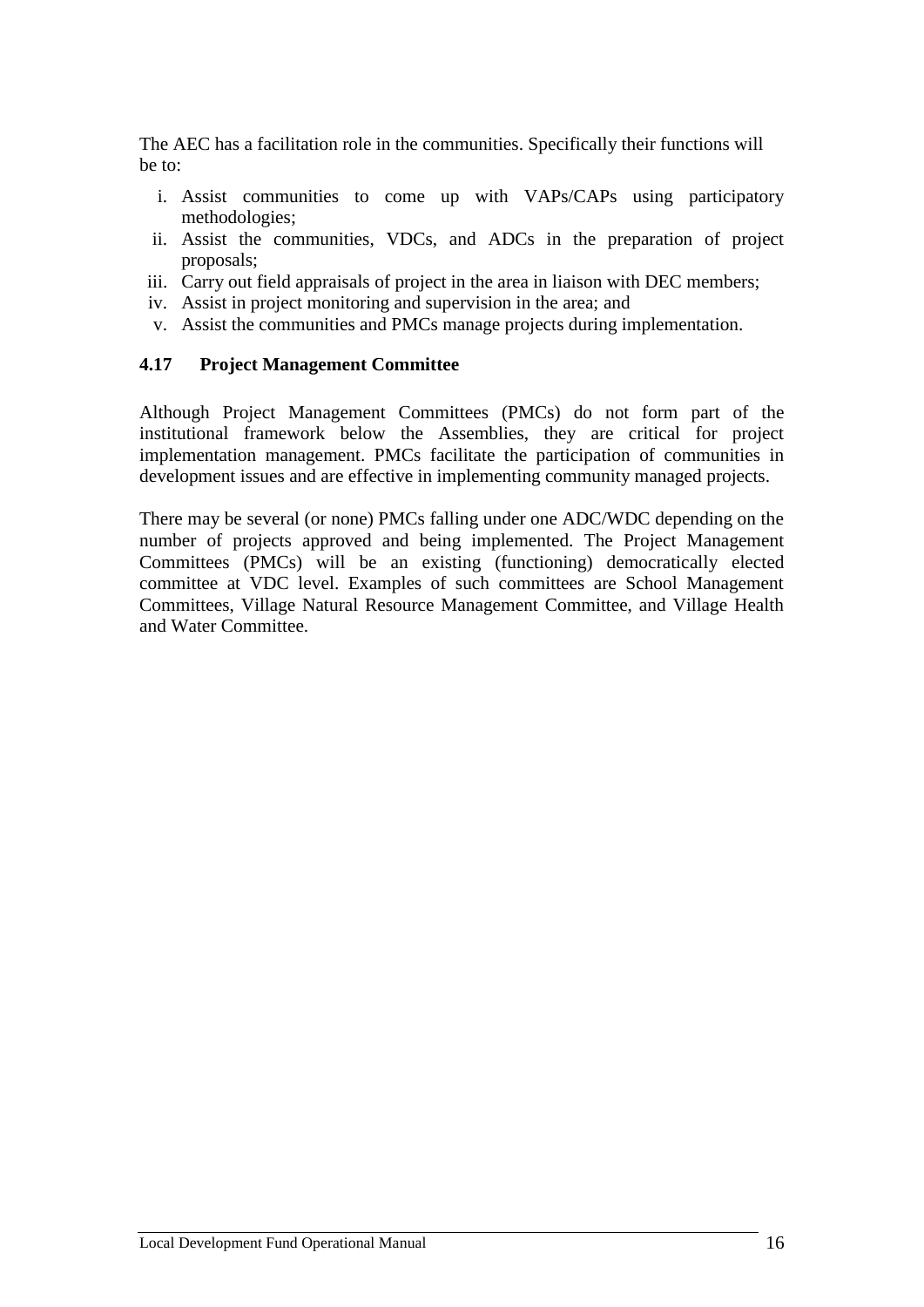The AEC has a facilitation role in the communities. Specifically their functions will be to:

i. Assist communities to come up with VAPs/CAPs using participatory methodologies;
ii. Assist the communities, VDCs, and ADCs in the preparation of project proposals;
iii. Carry out field appraisals of project in the area in liaison with DEC members;
iv. Assist in project monitoring and supervision in the area; and
v. Assist the communities and PMCs manage projects during implementation.

### 4.17 Project Management Committee

Although Project Management Committees (PMCs) do not form part of the institutional framework below the Assemblies, they are critical for project implementation management. PMCs facilitate the participation of communities in development issues and are effective in implementing community managed projects.

There may be several (or none) PMCs falling under one ADC/WDC depending on the number of projects approved and being implemented. The Project Management Committees (PMCs) will be an existing (functioning) democratically elected committee at VDC level. Examples of such committees are School Management Committees, Village Natural Resource Management Committee, and Village Health and Water Committee.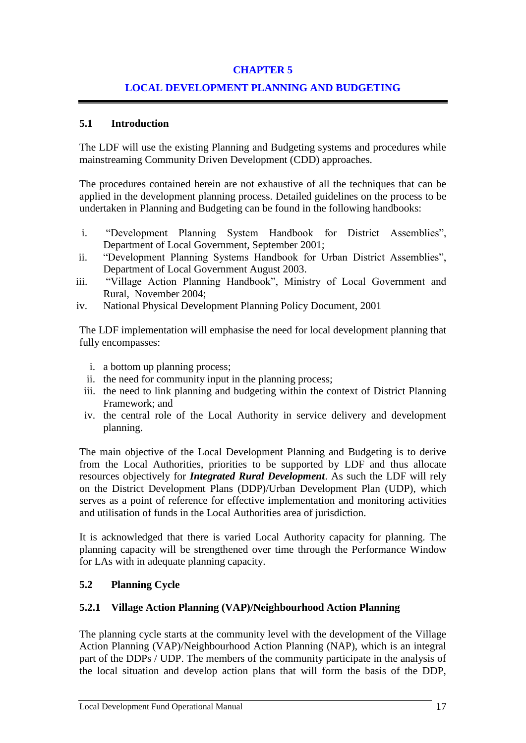# CHAPTER 5

# LOCAL DEVELOPMENT PLANNING AND BUDGETING

## 5.1 Introduction

The LDF will use the existing Planning and Budgeting systems and procedures while mainstreaming Community Driven Development (CDD) approaches.

The procedures contained herein are not exhaustive of all the techniques that can be applied in the development planning process. Detailed guidelines on the process to be undertaken in Planning and Budgeting can be found in the following handbooks:

i. "Development Planning System Handbook for District Assemblies", Department of Local Government, September 2001;
ii. "Development Planning Systems Handbook for Urban District Assemblies", Department of Local Government August 2003.
iii. "Village Action Planning Handbook", Ministry of Local Government and Rural, November 2004;
iv. National Physical Development Planning Policy Document, 2001

The LDF implementation will emphasise the need for local development planning that fully encompasses:

i. a bottom up planning process;
ii. the need for community input in the planning process;
iii. the need to link planning and budgeting within the context of District Planning Framework; and
iv. the central role of the Local Authority in service delivery and development planning.

The main objective of the Local Development Planning and Budgeting is to derive from the Local Authorities, priorities to be supported by LDF and thus allocate resources objectively for ***Integrated Rural Development***. As such the LDF will rely on the District Development Plans (DDP)/Urban Development Plan (UDP), which serves as a point of reference for effective implementation and monitoring activities and utilisation of funds in the Local Authorities area of jurisdiction.

It is acknowledged that there is varied Local Authority capacity for planning. The planning capacity will be strengthened over time through the Performance Window for LAs with in adequate planning capacity.

## 5.2 Planning Cycle

### 5.2.1 Village Action Planning (VAP)/Neighbourhood Action Planning

The planning cycle starts at the community level with the development of the Village Action Planning (VAP)/Neighbourhood Action Planning (NAP), which is an integral part of the DDPs / UDP. The members of the community participate in the analysis of the local situation and develop action plans that will form the basis of the DDP,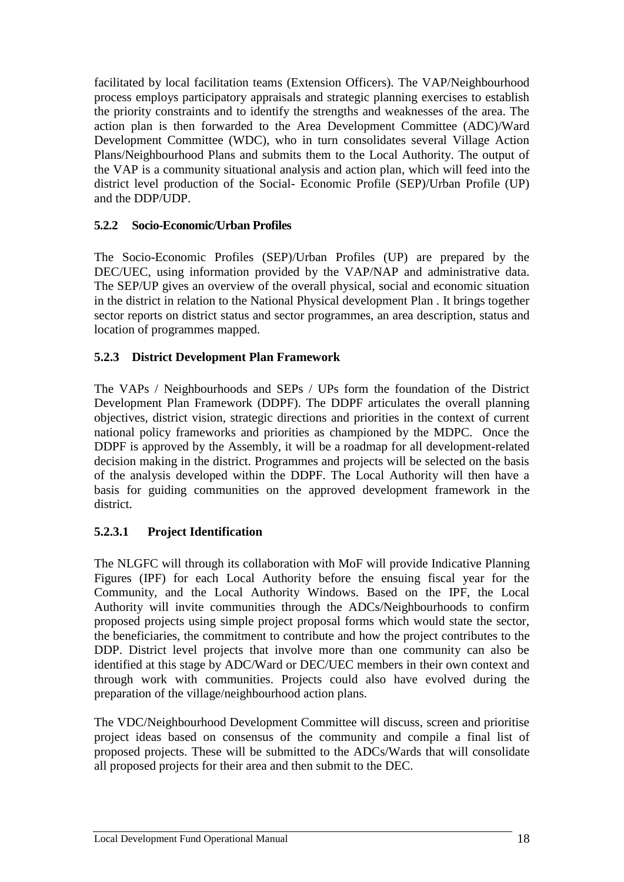facilitated by local facilitation teams (Extension Officers). The VAP/Neighbourhood process employs participatory appraisals and strategic planning exercises to establish the priority constraints and to identify the strengths and weaknesses of the area. The action plan is then forwarded to the Area Development Committee (ADC)/Ward Development Committee (WDC), who in turn consolidates several Village Action Plans/Neighbourhood Plans and submits them to the Local Authority. The output of the VAP is a community situational analysis and action plan, which will feed into the district level production of the Social- Economic Profile (SEP)/Urban Profile (UP) and the DDP/UDP.

### 5.2.2 Socio-Economic/Urban Profiles

The Socio-Economic Profiles (SEP)/Urban Profiles (UP) are prepared by the DEC/UEC, using information provided by the VAP/NAP and administrative data. The SEP/UP gives an overview of the overall physical, social and economic situation in the district in relation to the National Physical development Plan . It brings together sector reports on district status and sector programmes, an area description, status and location of programmes mapped.

### 5.2.3 District Development Plan Framework

The VAPs / Neighbourhoods and SEPs / UPs form the foundation of the District Development Plan Framework (DDPF). The DDPF articulates the overall planning objectives, district vision, strategic directions and priorities in the context of current national policy frameworks and priorities as championed by the MDPC. Once the DDPF is approved by the Assembly, it will be a roadmap for all development-related decision making in the district. Programmes and projects will be selected on the basis of the analysis developed within the DDPF. The Local Authority will then have a basis for guiding communities on the approved development framework in the district.

#### 5.2.3.1 Project Identification

The NLGFC will through its collaboration with MoF will provide Indicative Planning Figures (IPF) for each Local Authority before the ensuing fiscal year for the Community, and the Local Authority Windows. Based on the IPF, the Local Authority will invite communities through the ADCs/Neighbourhoods to confirm proposed projects using simple project proposal forms which would state the sector, the beneficiaries, the commitment to contribute and how the project contributes to the DDP. District level projects that involve more than one community can also be identified at this stage by ADC/Ward or DEC/UEC members in their own context and through work with communities. Projects could also have evolved during the preparation of the village/neighbourhood action plans.

The VDC/Neighbourhood Development Committee will discuss, screen and prioritise project ideas based on consensus of the community and compile a final list of proposed projects. These will be submitted to the ADCs/Wards that will consolidate all proposed projects for their area and then submit to the DEC.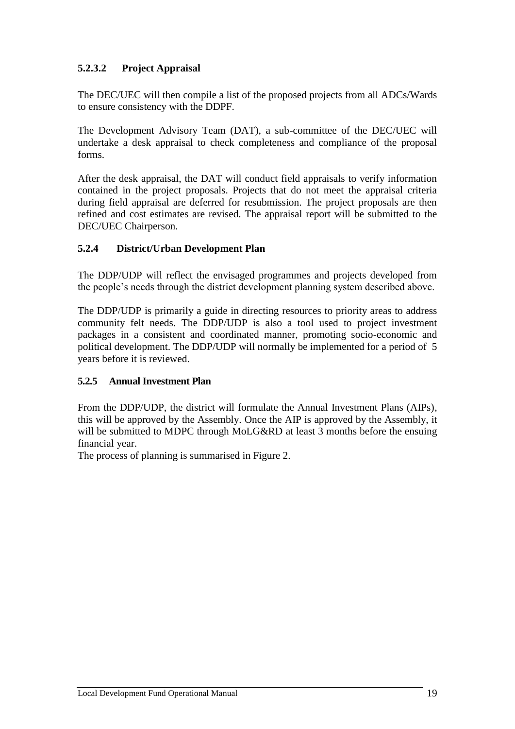#### 5.2.3.2 Project Appraisal

The DEC/UEC will then compile a list of the proposed projects from all ADCs/Wards to ensure consistency with the DDPF.

The Development Advisory Team (DAT), a sub-committee of the DEC/UEC will undertake a desk appraisal to check completeness and compliance of the proposal forms.

After the desk appraisal, the DAT will conduct field appraisals to verify information contained in the project proposals. Projects that do not meet the appraisal criteria during field appraisal are deferred for resubmission. The project proposals are then refined and cost estimates are revised. The appraisal report will be submitted to the DEC/UEC Chairperson.

### 5.2.4 District/Urban Development Plan

The DDP/UDP will reflect the envisaged programmes and projects developed from the people's needs through the district development planning system described above.

The DDP/UDP is primarily a guide in directing resources to priority areas to address community felt needs. The DDP/UDP is also a tool used to project investment packages in a consistent and coordinated manner, promoting socio-economic and political development. The DDP/UDP will normally be implemented for a period of 5 years before it is reviewed.

### 5.2.5 Annual Investment Plan

From the DDP/UDP, the district will formulate the Annual Investment Plans (AIPs), this will be approved by the Assembly. Once the AIP is approved by the Assembly, it will be submitted to MDPC through MoLG&RD at least 3 months before the ensuing financial year.

The process of planning is summarised in Figure 2.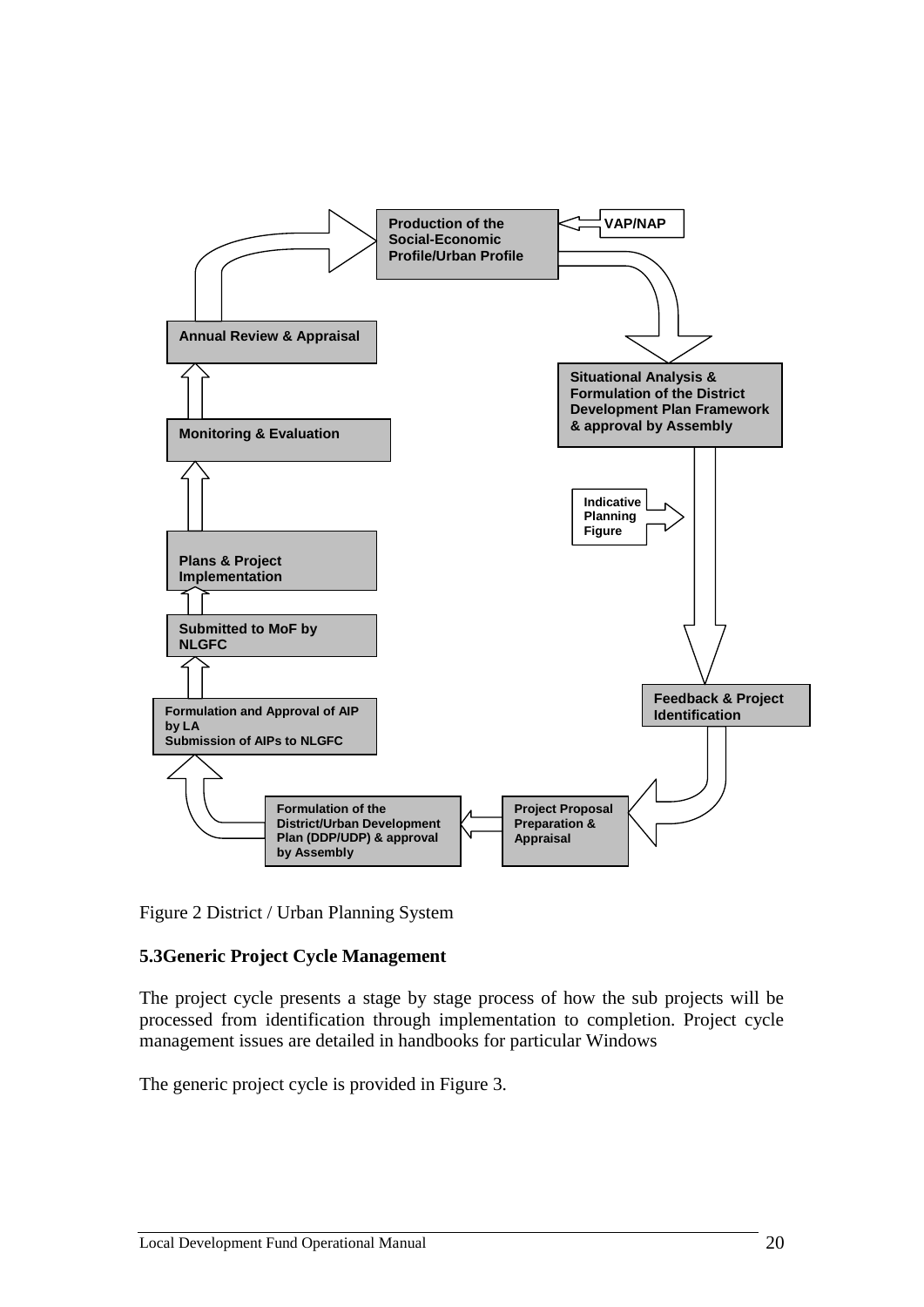Production of the Social-Economic Profile/Urban Profile

VAP/NAP

Situational Analysis & Formulation of the District Development Plan Framework & approval by Assembly

Indicative Planning Figure

Feedback & Project Identification

Project Proposal Preparation & Appraisal

Formulation of the District/Urban Development Plan (DDP/UDP) & approval by Assembly

Formulation and Approval of AIP by LA
Submission of AIPs to NLGFC

Submitted to MoF by NLGFC

Plans & Project Implementation

Monitoring & Evaluation

Annual Review & Appraisal

Figure 2 District / Urban Planning System

## 5.3 Generic Project Cycle Management

The project cycle presents a stage by stage process of how the sub projects will be processed from identification through implementation to completion. Project cycle management issues are detailed in handbooks for particular Windows

The generic project cycle is provided in Figure 3.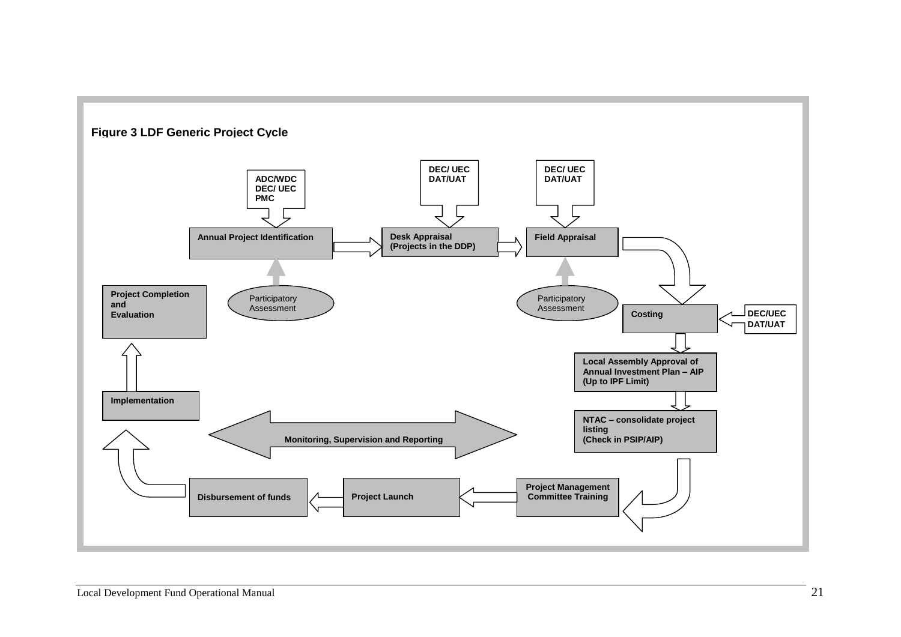**Figure 3 LDF Generic Project Cycle**

- **Annual Project Identification** (inputs: ADC/WDC, DEC/ UEC, PMC; Participatory Assessment)
- **Desk Appraisal (Projects in the DDP)** (inputs: DEC/ UEC, DAT/UAT)
- **Field Appraisal** (inputs: DEC/ UEC, DAT/UAT; Participatory Assessment)
- **Costing** (inputs: DEC/UEC, DAT/UAT)
- **Local Assembly Approval of Annual Investment Plan – AIP (Up to IPF Limit)**
- **NTAC – consolidate project listing (Check in PSIP/AIP)**
- **Project Management Committee Training**
- **Project Launch**
- **Disbursement of funds**
- **Implementation**
- **Project Completion and Evaluation**

**Monitoring, Supervision and Reporting**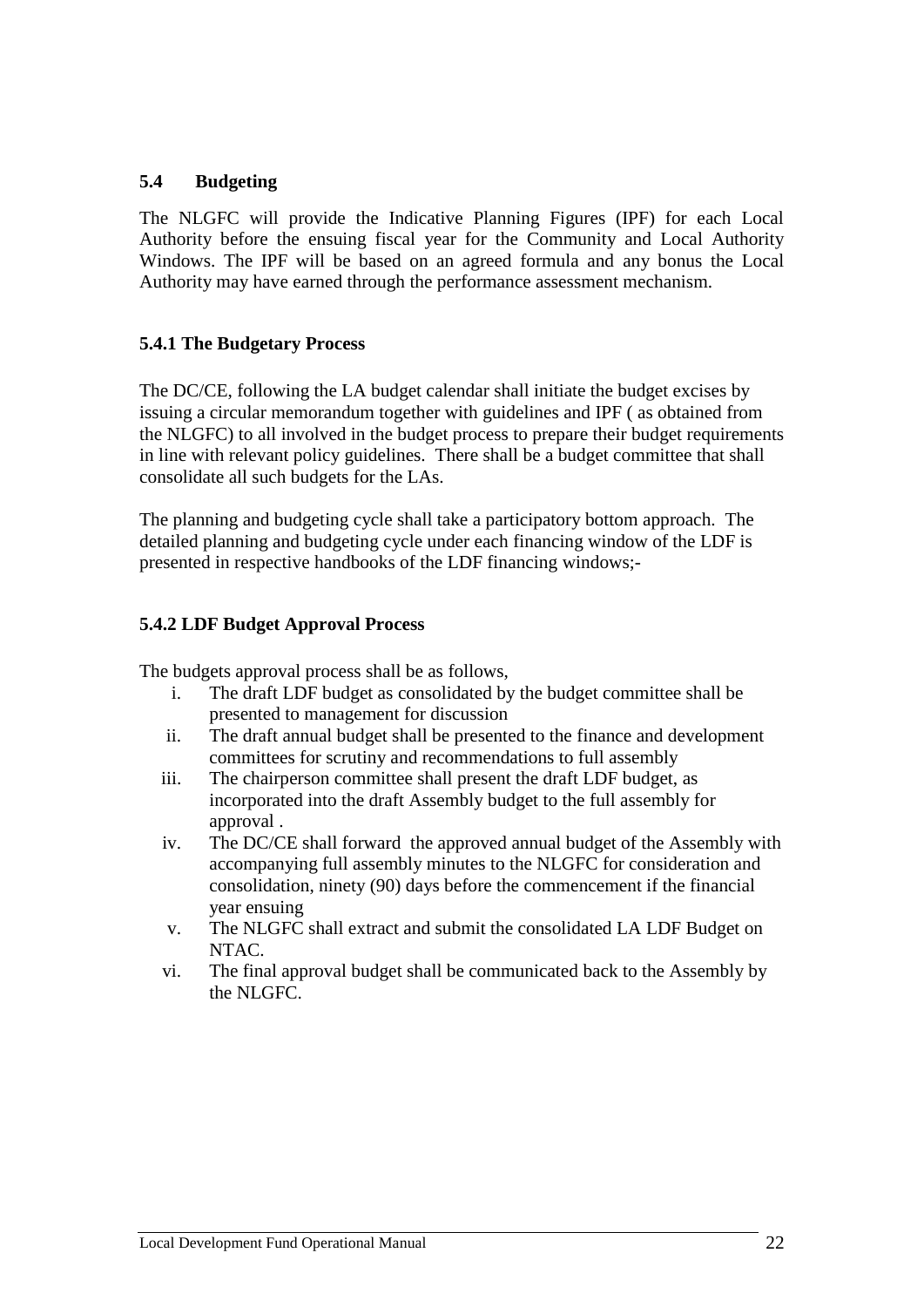## 5.4 Budgeting

The NLGFC will provide the Indicative Planning Figures (IPF) for each Local Authority before the ensuing fiscal year for the Community and Local Authority Windows. The IPF will be based on an agreed formula and any bonus the Local Authority may have earned through the performance assessment mechanism.

### 5.4.1 The Budgetary Process

The DC/CE, following the LA budget calendar shall initiate the budget excises by issuing a circular memorandum together with guidelines and IPF ( as obtained from the NLGFC) to all involved in the budget process to prepare their budget requirements in line with relevant policy guidelines. There shall be a budget committee that shall consolidate all such budgets for the LAs.

The planning and budgeting cycle shall take a participatory bottom approach. The detailed planning and budgeting cycle under each financing window of the LDF is presented in respective handbooks of the LDF financing windows;-

### 5.4.2 LDF Budget Approval Process

The budgets approval process shall be as follows,

i. The draft LDF budget as consolidated by the budget committee shall be presented to management for discussion
ii. The draft annual budget shall be presented to the finance and development committees for scrutiny and recommendations to full assembly
iii. The chairperson committee shall present the draft LDF budget, as incorporated into the draft Assembly budget to the full assembly for approval .
iv. The DC/CE shall forward the approved annual budget of the Assembly with accompanying full assembly minutes to the NLGFC for consideration and consolidation, ninety (90) days before the commencement if the financial year ensuing
v. The NLGFC shall extract and submit the consolidated LA LDF Budget on NTAC.
vi. The final approval budget shall be communicated back to the Assembly by the NLGFC.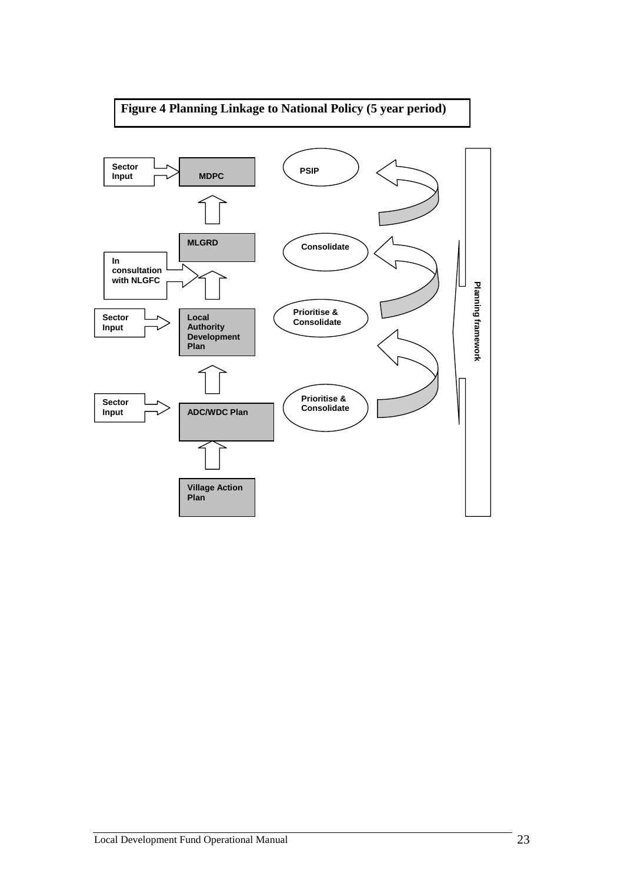**Figure 4 Planning Linkage to National Policy (5 year period)**

Sector Input → MDPC

MLGRD

In consultation with NLGFC

Sector Input → Local Authority Development Plan

Sector Input → ADC/WDC Plan

Village Action Plan

PSIP

Consolidate

Prioritise & Consolidate

Prioritise & Consolidate

Planning framework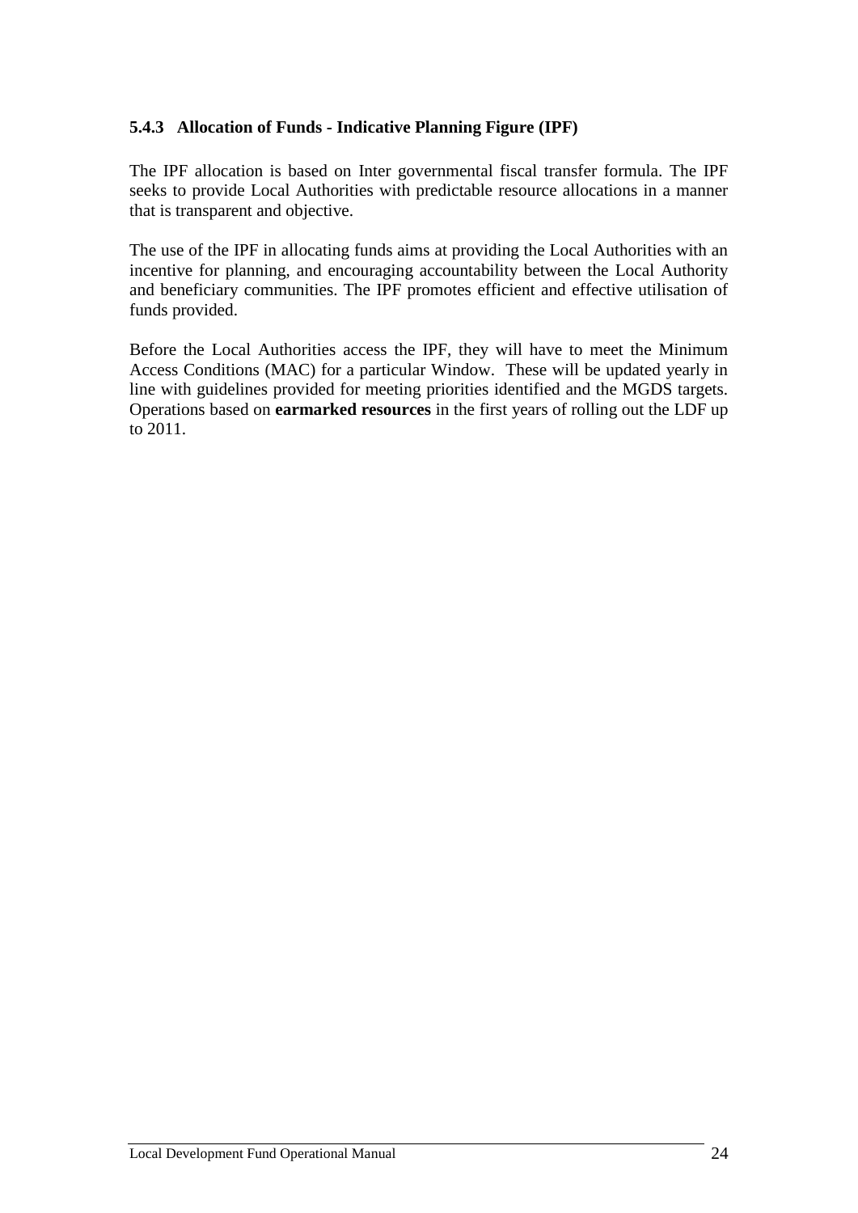### 5.4.3 Allocation of Funds - Indicative Planning Figure (IPF)

The IPF allocation is based on Inter governmental fiscal transfer formula. The IPF seeks to provide Local Authorities with predictable resource allocations in a manner that is transparent and objective.

The use of the IPF in allocating funds aims at providing the Local Authorities with an incentive for planning, and encouraging accountability between the Local Authority and beneficiary communities. The IPF promotes efficient and effective utilisation of funds provided.

Before the Local Authorities access the IPF, they will have to meet the Minimum Access Conditions (MAC) for a particular Window. These will be updated yearly in line with guidelines provided for meeting priorities identified and the MGDS targets. Operations based on **earmarked resources** in the first years of rolling out the LDF up to 2011.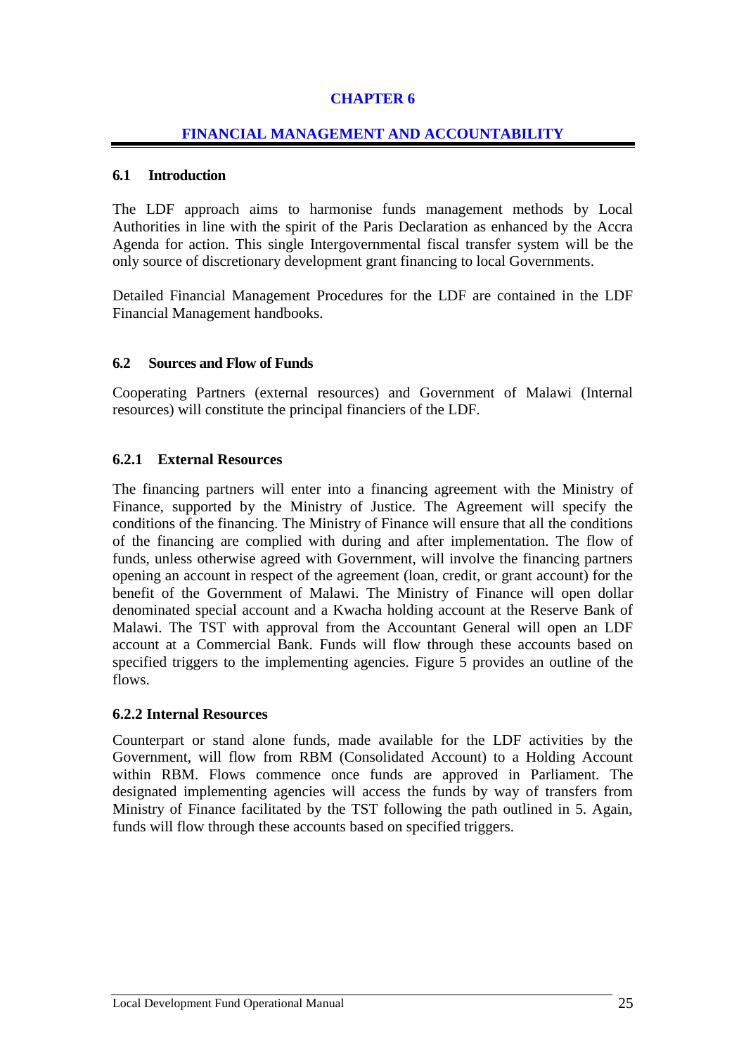# CHAPTER 6

## FINANCIAL MANAGEMENT AND ACCOUNTABILITY

### 6.1 Introduction

The LDF approach aims to harmonise funds management methods by Local Authorities in line with the spirit of the Paris Declaration as enhanced by the Accra Agenda for action. This single Intergovernmental fiscal transfer system will be the only source of discretionary development grant financing to local Governments.

Detailed Financial Management Procedures for the LDF are contained in the LDF Financial Management handbooks.

### 6.2 Sources and Flow of Funds

Cooperating Partners (external resources) and Government of Malawi (Internal resources) will constitute the principal financiers of the LDF.

#### 6.2.1 External Resources

The financing partners will enter into a financing agreement with the Ministry of Finance, supported by the Ministry of Justice. The Agreement will specify the conditions of the financing. The Ministry of Finance will ensure that all the conditions of the financing are complied with during and after implementation. The flow of funds, unless otherwise agreed with Government, will involve the financing partners opening an account in respect of the agreement (loan, credit, or grant account) for the benefit of the Government of Malawi. The Ministry of Finance will open dollar denominated special account and a Kwacha holding account at the Reserve Bank of Malawi. The TST with approval from the Accountant General will open an LDF account at a Commercial Bank. Funds will flow through these accounts based on specified triggers to the implementing agencies. Figure 5 provides an outline of the flows.

#### 6.2.2 Internal Resources

Counterpart or stand alone funds, made available for the LDF activities by the Government, will flow from RBM (Consolidated Account) to a Holding Account within RBM. Flows commence once funds are approved in Parliament. The designated implementing agencies will access the funds by way of transfers from Ministry of Finance facilitated by the TST following the path outlined in 5. Again, funds will flow through these accounts based on specified triggers.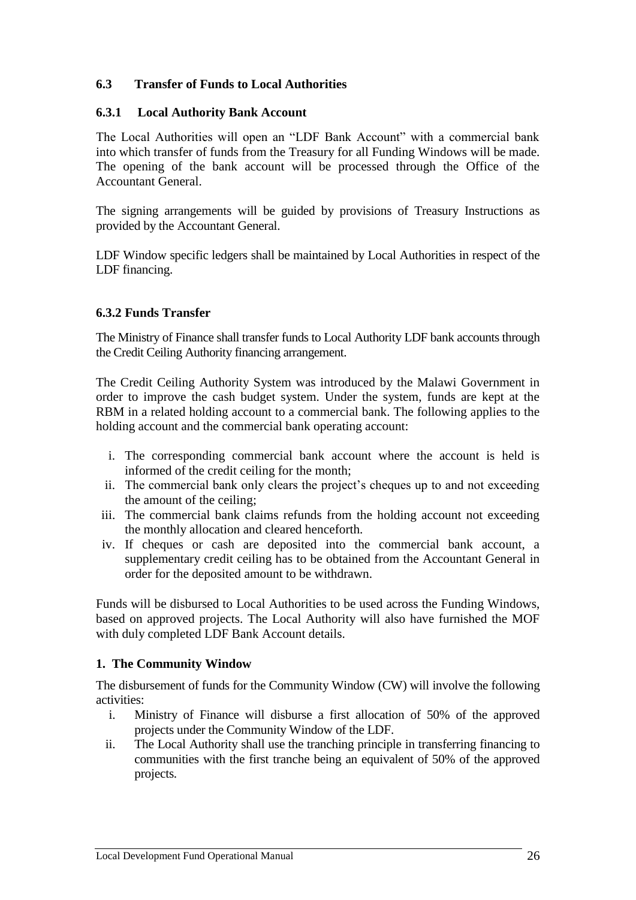### 6.3 Transfer of Funds to Local Authorities

#### 6.3.1 Local Authority Bank Account

The Local Authorities will open an "LDF Bank Account" with a commercial bank into which transfer of funds from the Treasury for all Funding Windows will be made. The opening of the bank account will be processed through the Office of the Accountant General.

The signing arrangements will be guided by provisions of Treasury Instructions as provided by the Accountant General.

LDF Window specific ledgers shall be maintained by Local Authorities in respect of the LDF financing.

#### 6.3.2 Funds Transfer

The Ministry of Finance shall transfer funds to Local Authority LDF bank accounts through the Credit Ceiling Authority financing arrangement.

The Credit Ceiling Authority System was introduced by the Malawi Government in order to improve the cash budget system. Under the system, funds are kept at the RBM in a related holding account to a commercial bank. The following applies to the holding account and the commercial bank operating account:

i. The corresponding commercial bank account where the account is held is informed of the credit ceiling for the month;
ii. The commercial bank only clears the project's cheques up to and not exceeding the amount of the ceiling;
iii. The commercial bank claims refunds from the holding account not exceeding the monthly allocation and cleared henceforth.
iv. If cheques or cash are deposited into the commercial bank account, a supplementary credit ceiling has to be obtained from the Accountant General in order for the deposited amount to be withdrawn.

Funds will be disbursed to Local Authorities to be used across the Funding Windows, based on approved projects. The Local Authority will also have furnished the MOF with duly completed LDF Bank Account details.

**1. The Community Window**

The disbursement of funds for the Community Window (CW) will involve the following activities:

i. Ministry of Finance will disburse a first allocation of 50% of the approved projects under the Community Window of the LDF.
ii. The Local Authority shall use the tranching principle in transferring financing to communities with the first tranche being an equivalent of 50% of the approved projects.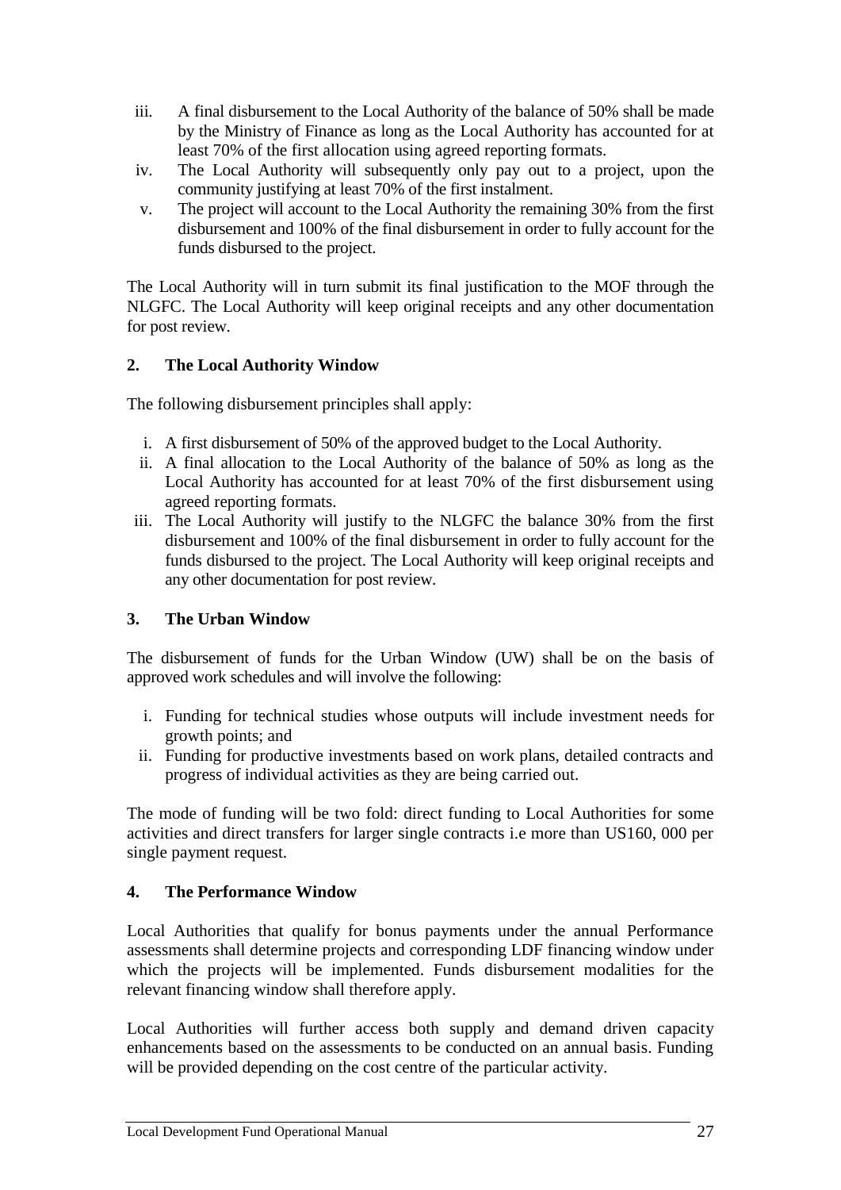iii. A final disbursement to the Local Authority of the balance of 50% shall be made by the Ministry of Finance as long as the Local Authority has accounted for at least 70% of the first allocation using agreed reporting formats.
iv. The Local Authority will subsequently only pay out to a project, upon the community justifying at least 70% of the first instalment.
v. The project will account to the Local Authority the remaining 30% from the first disbursement and 100% of the final disbursement in order to fully account for the funds disbursed to the project.

The Local Authority will in turn submit its final justification to the MOF through the NLGFC. The Local Authority will keep original receipts and any other documentation for post review.

**2. The Local Authority Window**

The following disbursement principles shall apply:

i. A first disbursement of 50% of the approved budget to the Local Authority.
ii. A final allocation to the Local Authority of the balance of 50% as long as the Local Authority has accounted for at least 70% of the first disbursement using agreed reporting formats.
iii. The Local Authority will justify to the NLGFC the balance 30% from the first disbursement and 100% of the final disbursement in order to fully account for the funds disbursed to the project. The Local Authority will keep original receipts and any other documentation for post review.

**3. The Urban Window**

The disbursement of funds for the Urban Window (UW) shall be on the basis of approved work schedules and will involve the following:

i. Funding for technical studies whose outputs will include investment needs for growth points; and
ii. Funding for productive investments based on work plans, detailed contracts and progress of individual activities as they are being carried out.

The mode of funding will be two fold: direct funding to Local Authorities for some activities and direct transfers for larger single contracts i.e more than US160, 000 per single payment request.

**4. The Performance Window**

Local Authorities that qualify for bonus payments under the annual Performance assessments shall determine projects and corresponding LDF financing window under which the projects will be implemented. Funds disbursement modalities for the relevant financing window shall therefore apply.

Local Authorities will further access both supply and demand driven capacity enhancements based on the assessments to be conducted on an annual basis. Funding will be provided depending on the cost centre of the particular activity.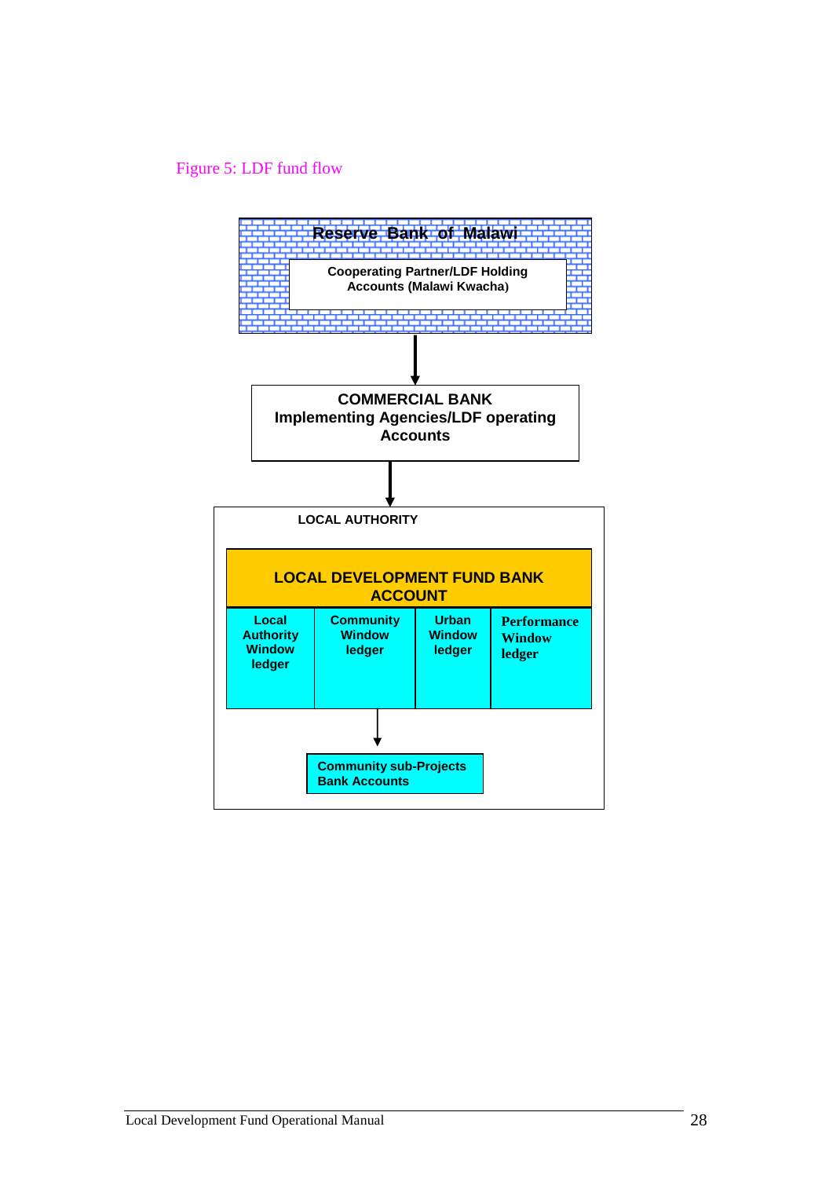Figure 5: LDF fund flow

**Reserve Bank of Malawi**

Cooperating Partner/LDF Holding Accounts (Malawi Kwacha)

↓

**COMMERCIAL BANK**
**Implementing Agencies/LDF operating Accounts**

↓

**LOCAL AUTHORITY**

**LOCAL DEVELOPMENT FUND BANK ACCOUNT**

| Local Authority Window ledger | Community Window ledger | Urban Window ledger | Performance Window ledger |
|---|---|---|---|

↓

**Community sub-Projects Bank Accounts**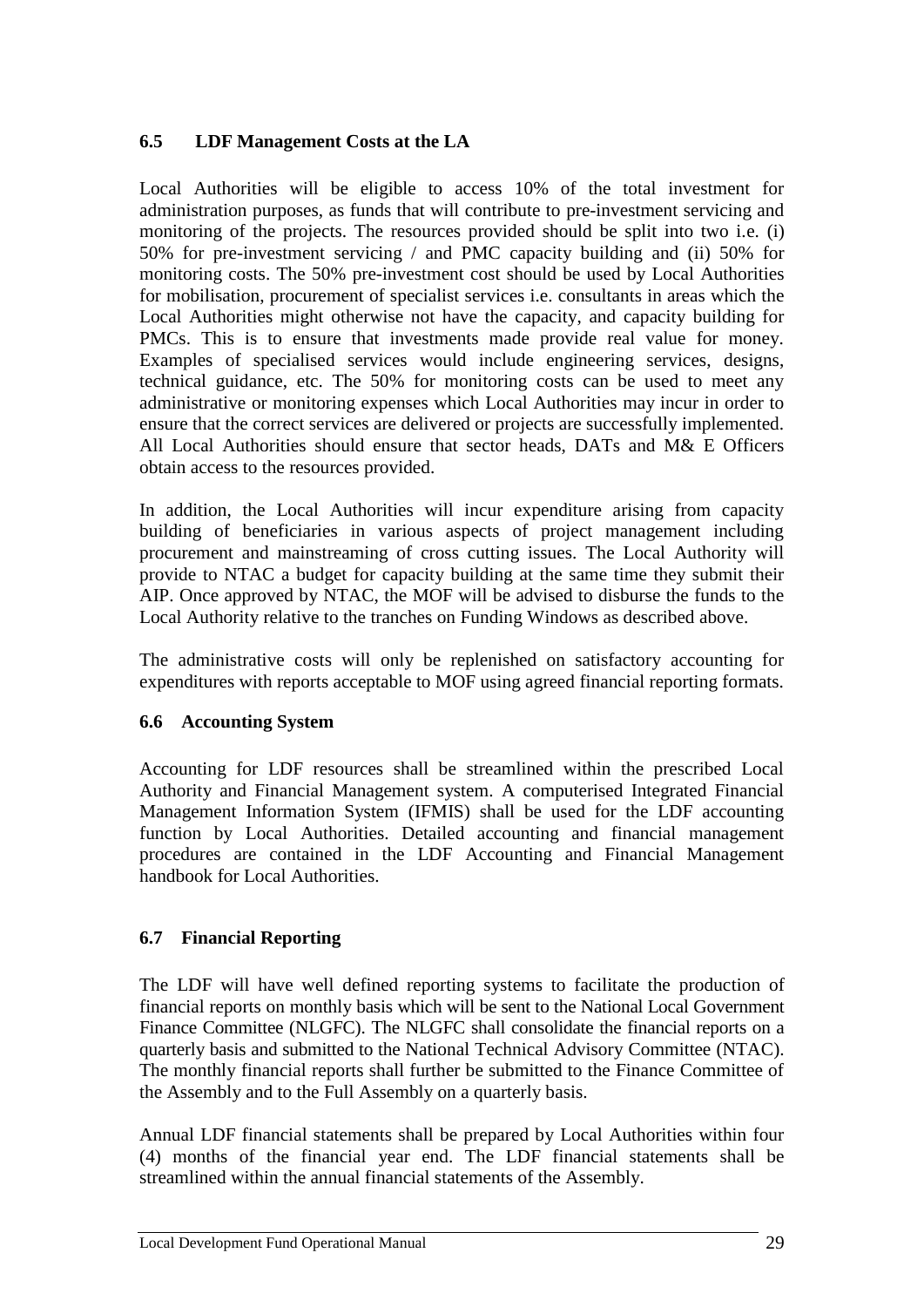### 6.5 LDF Management Costs at the LA

Local Authorities will be eligible to access 10% of the total investment for administration purposes, as funds that will contribute to pre-investment servicing and monitoring of the projects. The resources provided should be split into two i.e. (i) 50% for pre-investment servicing / and PMC capacity building and (ii) 50% for monitoring costs. The 50% pre-investment cost should be used by Local Authorities for mobilisation, procurement of specialist services i.e. consultants in areas which the Local Authorities might otherwise not have the capacity, and capacity building for PMCs. This is to ensure that investments made provide real value for money. Examples of specialised services would include engineering services, designs, technical guidance, etc. The 50% for monitoring costs can be used to meet any administrative or monitoring expenses which Local Authorities may incur in order to ensure that the correct services are delivered or projects are successfully implemented. All Local Authorities should ensure that sector heads, DATs and M& E Officers obtain access to the resources provided.

In addition, the Local Authorities will incur expenditure arising from capacity building of beneficiaries in various aspects of project management including procurement and mainstreaming of cross cutting issues. The Local Authority will provide to NTAC a budget for capacity building at the same time they submit their AIP. Once approved by NTAC, the MOF will be advised to disburse the funds to the Local Authority relative to the tranches on Funding Windows as described above.

The administrative costs will only be replenished on satisfactory accounting for expenditures with reports acceptable to MOF using agreed financial reporting formats.

### 6.6 Accounting System

Accounting for LDF resources shall be streamlined within the prescribed Local Authority and Financial Management system. A computerised Integrated Financial Management Information System (IFMIS) shall be used for the LDF accounting function by Local Authorities. Detailed accounting and financial management procedures are contained in the LDF Accounting and Financial Management handbook for Local Authorities.

### 6.7 Financial Reporting

The LDF will have well defined reporting systems to facilitate the production of financial reports on monthly basis which will be sent to the National Local Government Finance Committee (NLGFC). The NLGFC shall consolidate the financial reports on a quarterly basis and submitted to the National Technical Advisory Committee (NTAC). The monthly financial reports shall further be submitted to the Finance Committee of the Assembly and to the Full Assembly on a quarterly basis.

Annual LDF financial statements shall be prepared by Local Authorities within four (4) months of the financial year end. The LDF financial statements shall be streamlined within the annual financial statements of the Assembly.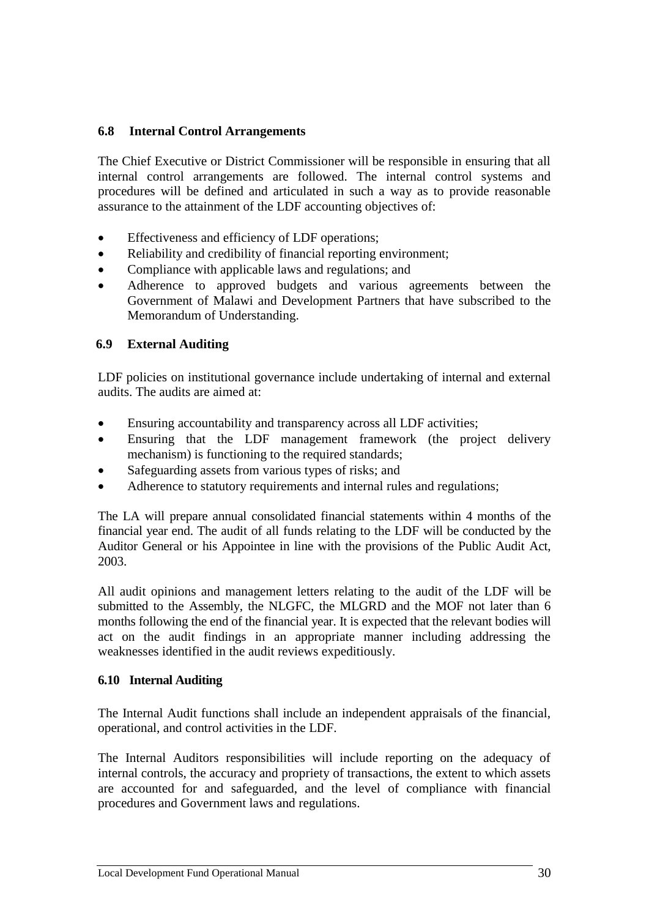### 6.8 Internal Control Arrangements

The Chief Executive or District Commissioner will be responsible in ensuring that all internal control arrangements are followed. The internal control systems and procedures will be defined and articulated in such a way as to provide reasonable assurance to the attainment of the LDF accounting objectives of:

- Effectiveness and efficiency of LDF operations;
- Reliability and credibility of financial reporting environment;
- Compliance with applicable laws and regulations; and
- Adherence to approved budgets and various agreements between the Government of Malawi and Development Partners that have subscribed to the Memorandum of Understanding.

### 6.9 External Auditing

LDF policies on institutional governance include undertaking of internal and external audits. The audits are aimed at:

- Ensuring accountability and transparency across all LDF activities;
- Ensuring that the LDF management framework (the project delivery mechanism) is functioning to the required standards;
- Safeguarding assets from various types of risks; and
- Adherence to statutory requirements and internal rules and regulations;

The LA will prepare annual consolidated financial statements within 4 months of the financial year end. The audit of all funds relating to the LDF will be conducted by the Auditor General or his Appointee in line with the provisions of the Public Audit Act, 2003.

All audit opinions and management letters relating to the audit of the LDF will be submitted to the Assembly, the NLGFC, the MLGRD and the MOF not later than 6 months following the end of the financial year. It is expected that the relevant bodies will act on the audit findings in an appropriate manner including addressing the weaknesses identified in the audit reviews expeditiously.

### 6.10 Internal Auditing

The Internal Audit functions shall include an independent appraisals of the financial, operational, and control activities in the LDF.

The Internal Auditors responsibilities will include reporting on the adequacy of internal controls, the accuracy and propriety of transactions, the extent to which assets are accounted for and safeguarded, and the level of compliance with financial procedures and Government laws and regulations.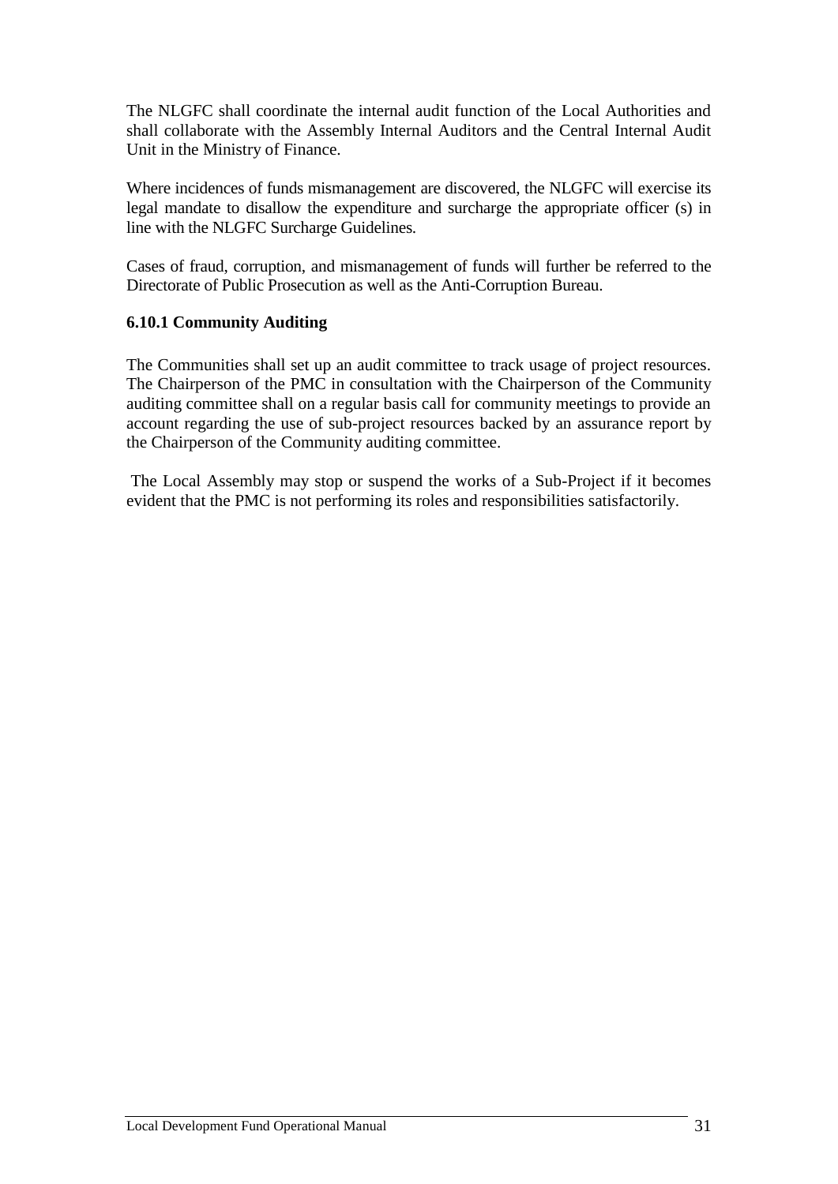The NLGFC shall coordinate the internal audit function of the Local Authorities and shall collaborate with the Assembly Internal Auditors and the Central Internal Audit Unit in the Ministry of Finance.

Where incidences of funds mismanagement are discovered, the NLGFC will exercise its legal mandate to disallow the expenditure and surcharge the appropriate officer (s) in line with the NLGFC Surcharge Guidelines.

Cases of fraud, corruption, and mismanagement of funds will further be referred to the Directorate of Public Prosecution as well as the Anti-Corruption Bureau.

### 6.10.1 Community Auditing

The Communities shall set up an audit committee to track usage of project resources. The Chairperson of the PMC in consultation with the Chairperson of the Community auditing committee shall on a regular basis call for community meetings to provide an account regarding the use of sub-project resources backed by an assurance report by the Chairperson of the Community auditing committee.

The Local Assembly may stop or suspend the works of a Sub-Project if it becomes evident that the PMC is not performing its roles and responsibilities satisfactorily.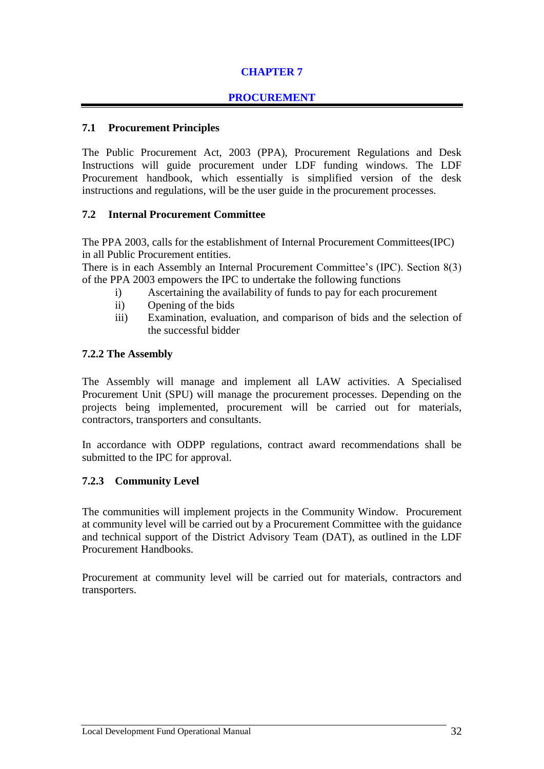# CHAPTER 7

## PROCUREMENT

### 7.1 Procurement Principles

The Public Procurement Act, 2003 (PPA), Procurement Regulations and Desk Instructions will guide procurement under LDF funding windows. The LDF Procurement handbook, which essentially is simplified version of the desk instructions and regulations, will be the user guide in the procurement processes.

### 7.2 Internal Procurement Committee

The PPA 2003, calls for the establishment of Internal Procurement Committees(IPC) in all Public Procurement entities.
There is in each Assembly an Internal Procurement Committee's (IPC). Section 8(3) of the PPA 2003 empowers the IPC to undertake the following functions

- i) Ascertaining the availability of funds to pay for each procurement
- ii) Opening of the bids
- iii) Examination, evaluation, and comparison of bids and the selection of the successful bidder

### 7.2.2 The Assembly

The Assembly will manage and implement all LAW activities. A Specialised Procurement Unit (SPU) will manage the procurement processes. Depending on the projects being implemented, procurement will be carried out for materials, contractors, transporters and consultants.

In accordance with ODPP regulations, contract award recommendations shall be submitted to the IPC for approval.

### 7.2.3 Community Level

The communities will implement projects in the Community Window. Procurement at community level will be carried out by a Procurement Committee with the guidance and technical support of the District Advisory Team (DAT), as outlined in the LDF Procurement Handbooks.

Procurement at community level will be carried out for materials, contractors and transporters.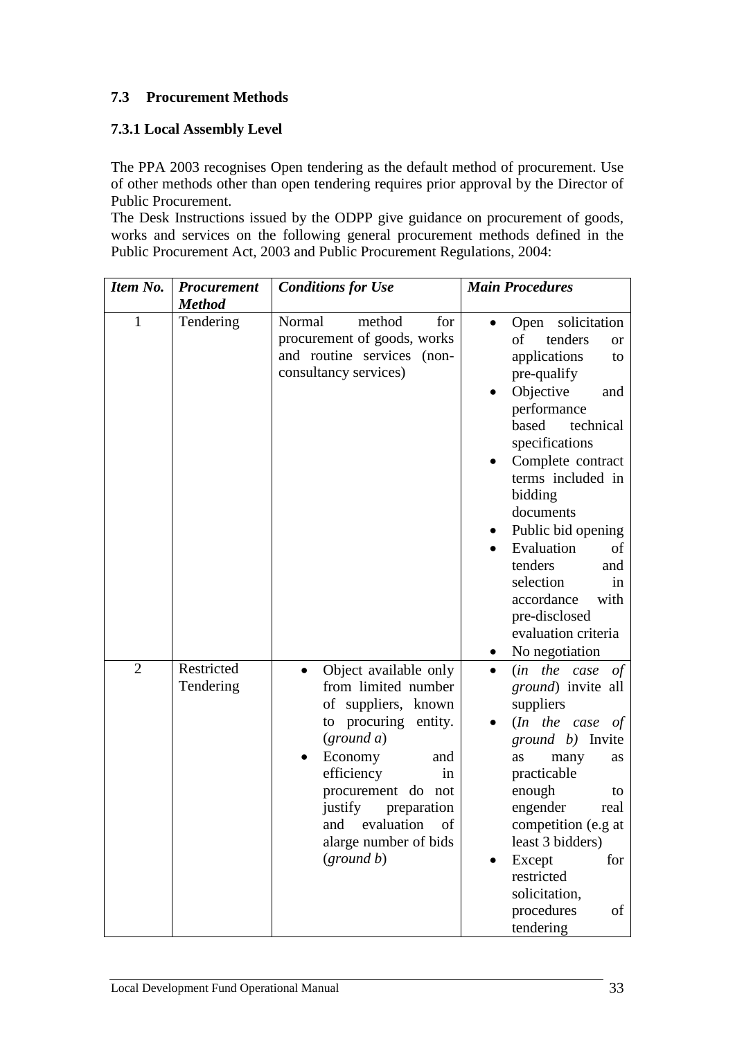## 7.3 Procurement Methods

### 7.3.1 Local Assembly Level

The PPA 2003 recognises Open tendering as the default method of procurement. Use of other methods other than open tendering requires prior approval by the Director of Public Procurement.

The Desk Instructions issued by the ODPP give guidance on procurement of goods, works and services on the following general procurement methods defined in the Public Procurement Act, 2003 and Public Procurement Regulations, 2004:

| ***Item No.*** | ***Procurement Method*** | ***Conditions for Use*** | ***Main Procedures*** |
|---|---|---|---|
| 1 | Tendering | Normal method for procurement of goods, works and routine services (non-consultancy services) | • Open solicitation of tenders or applications to pre-qualify<br>• Objective and performance based technical specifications<br>• Complete contract terms included in bidding documents<br>• Public bid opening<br>• Evaluation of tenders and selection in accordance with pre-disclosed evaluation criteria<br>• No negotiation |
| 2 | Restricted Tendering | • Object available only from limited number of suppliers, known to procuring entity. (*ground a*)<br>• Economy and efficiency in procurement do not justify preparation and evaluation of alarge number of bids (*ground b*) | • (*in the case of ground*) invite all suppliers<br>• (*In the case of ground b)* Invite as many as practicable enough to engender real competition (e.g at least 3 bidders)<br>• Except for restricted solicitation, procedures of tendering |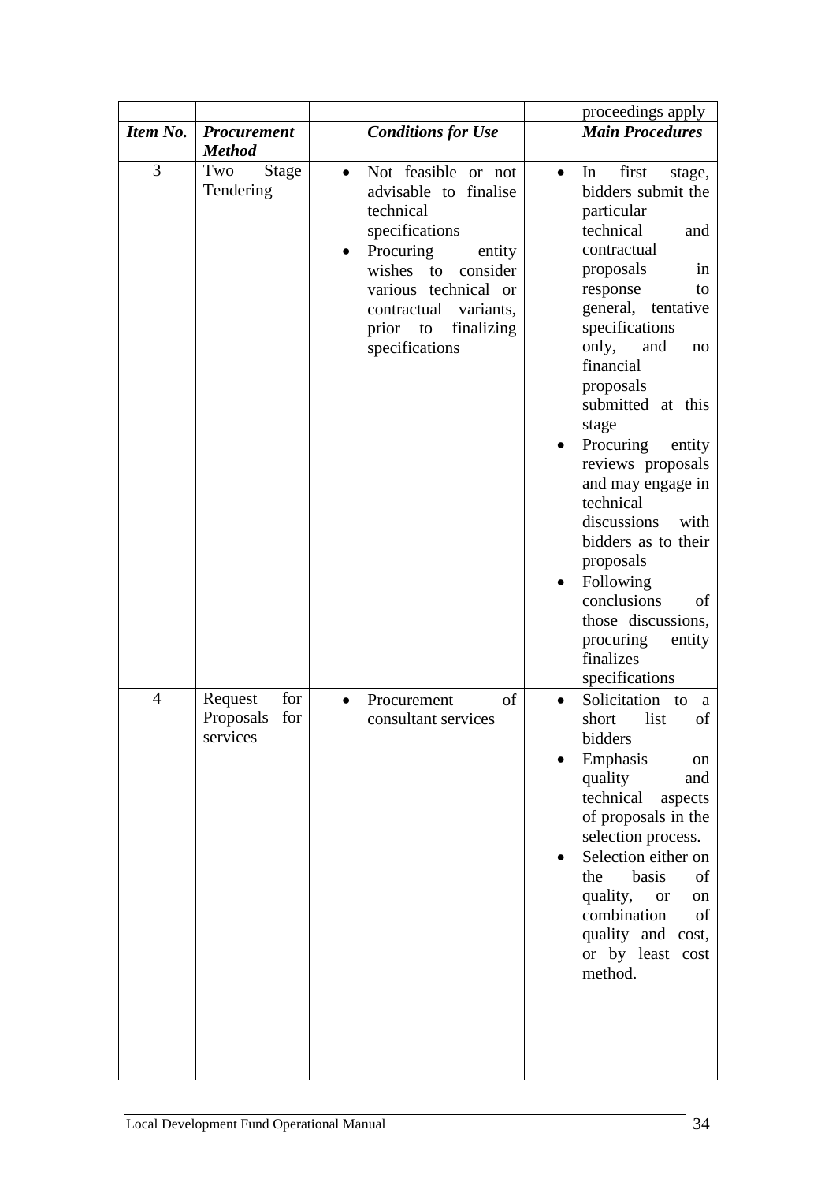| | | | proceedings apply |
|---|---|---|---|
| ***Item No.*** | ***Procurement Method*** | ***Conditions for Use*** | ***Main Procedures*** |
| 3 | Two Stage Tendering | • Not feasible or not advisable to finalise technical specifications<br>• Procuring entity wishes to consider various technical or contractual variants, prior to finalizing specifications | • In first stage, bidders submit the particular technical and contractual proposals in response to general, tentative specifications only, and no financial proposals submitted at this stage<br>• Procuring entity reviews proposals and may engage in technical discussions with bidders as to their proposals<br>• Following conclusions of those discussions, procuring entity finalizes specifications |
| 4 | Request for Proposals for services | • Procurement of consultant services | • Solicitation to a short list of bidders<br>• Emphasis on quality and technical aspects of proposals in the selection process.<br>• Selection either on the basis of quality, or on combination of quality and cost, or by least cost method. |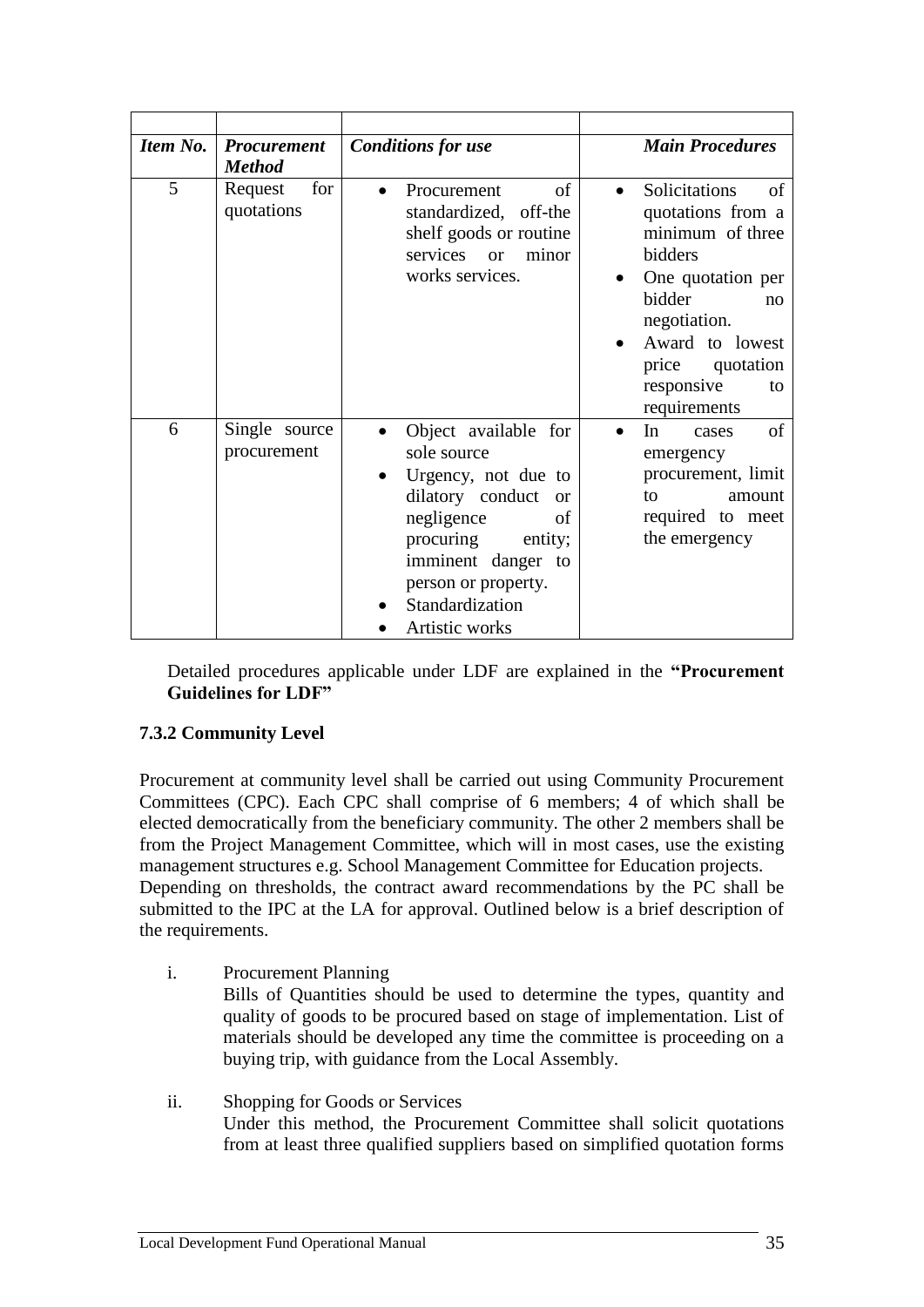| Item No. | Procurement Method | Conditions for use | Main Procedures |
|---|---|---|---|
| 5 | Request for quotations | • Procurement of standardized, off-the shelf goods or routine services or minor works services. | • Solicitations of quotations from a minimum of three bidders<br>• One quotation per bidder no negotiation.<br>• Award to lowest price quotation responsive to requirements |
| 6 | Single source procurement | • Object available for sole source<br>• Urgency, not due to dilatory conduct or negligence of procuring entity; imminent danger to person or property.<br>• Standardization<br>• Artistic works | • In cases of emergency procurement, limit to amount required to meet the emergency |

Detailed procedures applicable under LDF are explained in the **"Procurement Guidelines for LDF"**

### 7.3.2 Community Level

Procurement at community level shall be carried out using Community Procurement Committees (CPC). Each CPC shall comprise of 6 members; 4 of which shall be elected democratically from the beneficiary community. The other 2 members shall be from the Project Management Committee, which will in most cases, use the existing management structures e.g. School Management Committee for Education projects.
Depending on thresholds, the contract award recommendations by the PC shall be submitted to the IPC at the LA for approval. Outlined below is a brief description of the requirements.

i. Procurement Planning
   Bills of Quantities should be used to determine the types, quantity and quality of goods to be procured based on stage of implementation. List of materials should be developed any time the committee is proceeding on a buying trip, with guidance from the Local Assembly.

ii. Shopping for Goods or Services
   Under this method, the Procurement Committee shall solicit quotations from at least three qualified suppliers based on simplified quotation forms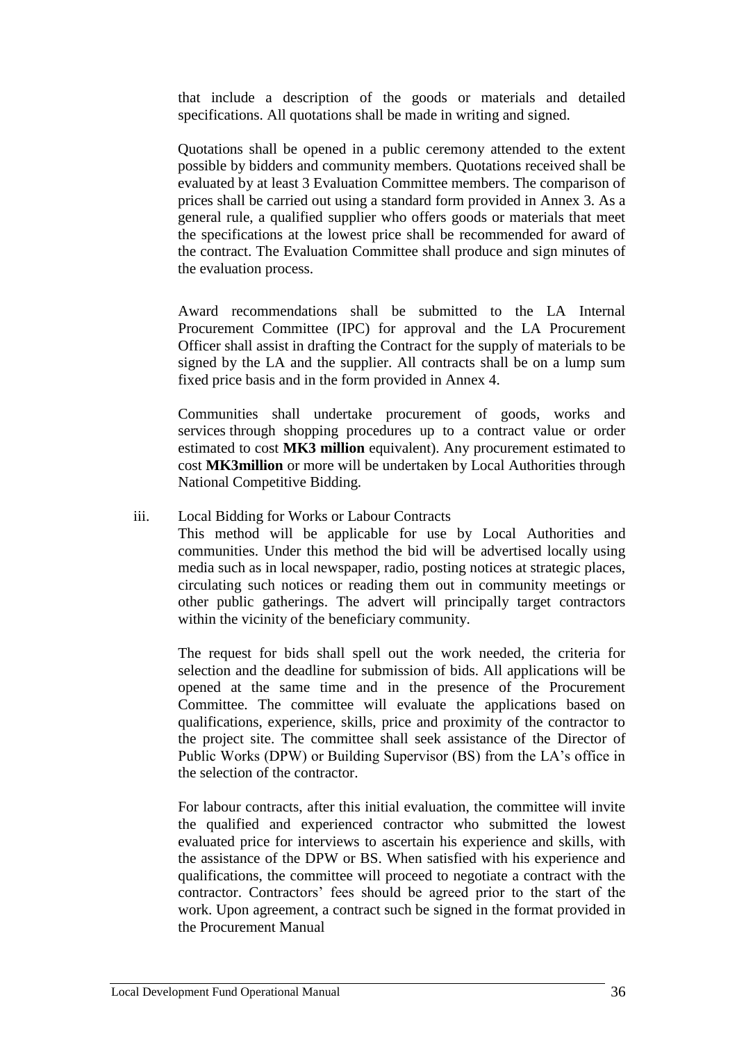that include a description of the goods or materials and detailed specifications. All quotations shall be made in writing and signed.

Quotations shall be opened in a public ceremony attended to the extent possible by bidders and community members. Quotations received shall be evaluated by at least 3 Evaluation Committee members. The comparison of prices shall be carried out using a standard form provided in Annex 3. As a general rule, a qualified supplier who offers goods or materials that meet the specifications at the lowest price shall be recommended for award of the contract. The Evaluation Committee shall produce and sign minutes of the evaluation process.

Award recommendations shall be submitted to the LA Internal Procurement Committee (IPC) for approval and the LA Procurement Officer shall assist in drafting the Contract for the supply of materials to be signed by the LA and the supplier. All contracts shall be on a lump sum fixed price basis and in the form provided in Annex 4.

Communities shall undertake procurement of goods, works and services through shopping procedures up to a contract value or order estimated to cost **MK3 million** equivalent). Any procurement estimated to cost **MK3million** or more will be undertaken by Local Authorities through National Competitive Bidding.

iii. Local Bidding for Works or Labour Contracts

This method will be applicable for use by Local Authorities and communities. Under this method the bid will be advertised locally using media such as in local newspaper, radio, posting notices at strategic places, circulating such notices or reading them out in community meetings or other public gatherings. The advert will principally target contractors within the vicinity of the beneficiary community.

The request for bids shall spell out the work needed, the criteria for selection and the deadline for submission of bids. All applications will be opened at the same time and in the presence of the Procurement Committee. The committee will evaluate the applications based on qualifications, experience, skills, price and proximity of the contractor to the project site. The committee shall seek assistance of the Director of Public Works (DPW) or Building Supervisor (BS) from the LA's office in the selection of the contractor.

For labour contracts, after this initial evaluation, the committee will invite the qualified and experienced contractor who submitted the lowest evaluated price for interviews to ascertain his experience and skills, with the assistance of the DPW or BS. When satisfied with his experience and qualifications, the committee will proceed to negotiate a contract with the contractor. Contractors' fees should be agreed prior to the start of the work. Upon agreement, a contract such be signed in the format provided in the Procurement Manual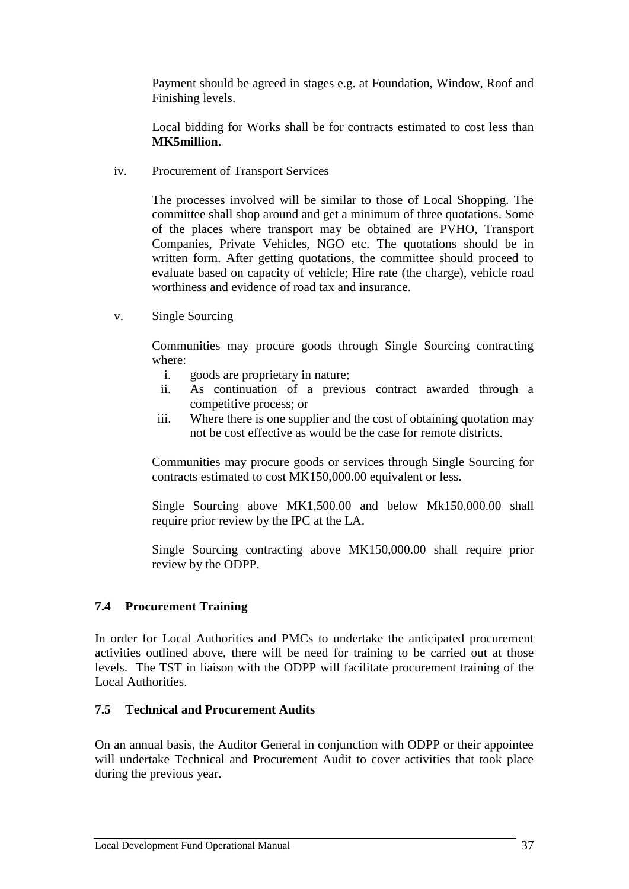Payment should be agreed in stages e.g. at Foundation, Window, Roof and Finishing levels.

Local bidding for Works shall be for contracts estimated to cost less than **MK5million.**

iv. Procurement of Transport Services

The processes involved will be similar to those of Local Shopping. The committee shall shop around and get a minimum of three quotations. Some of the places where transport may be obtained are PVHO, Transport Companies, Private Vehicles, NGO etc. The quotations should be in written form. After getting quotations, the committee should proceed to evaluate based on capacity of vehicle; Hire rate (the charge), vehicle road worthiness and evidence of road tax and insurance.

v. Single Sourcing

Communities may procure goods through Single Sourcing contracting where:

i. goods are proprietary in nature;
ii. As continuation of a previous contract awarded through a competitive process; or
iii. Where there is one supplier and the cost of obtaining quotation may not be cost effective as would be the case for remote districts.

Communities may procure goods or services through Single Sourcing for contracts estimated to cost MK150,000.00 equivalent or less.

Single Sourcing above MK1,500.00 and below Mk150,000.00 shall require prior review by the IPC at the LA.

Single Sourcing contracting above MK150,000.00 shall require prior review by the ODPP.

### 7.4 Procurement Training

In order for Local Authorities and PMCs to undertake the anticipated procurement activities outlined above, there will be need for training to be carried out at those levels. The TST in liaison with the ODPP will facilitate procurement training of the Local Authorities.

### 7.5 Technical and Procurement Audits

On an annual basis, the Auditor General in conjunction with ODPP or their appointee will undertake Technical and Procurement Audit to cover activities that took place during the previous year.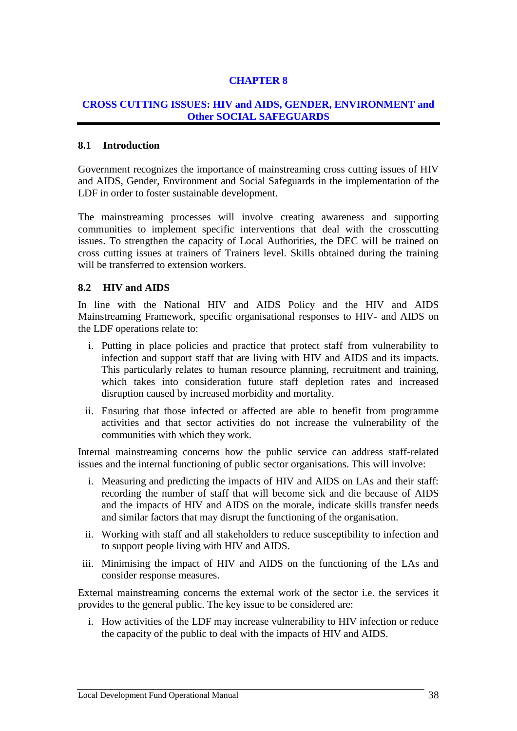# CHAPTER 8

## CROSS CUTTING ISSUES: HIV and AIDS, GENDER, ENVIRONMENT and Other SOCIAL SAFEGUARDS

### 8.1 Introduction

Government recognizes the importance of mainstreaming cross cutting issues of HIV and AIDS, Gender, Environment and Social Safeguards in the implementation of the LDF in order to foster sustainable development.

The mainstreaming processes will involve creating awareness and supporting communities to implement specific interventions that deal with the crosscutting issues. To strengthen the capacity of Local Authorities, the DEC will be trained on cross cutting issues at trainers of Trainers level. Skills obtained during the training will be transferred to extension workers.

### 8.2 HIV and AIDS

In line with the National HIV and AIDS Policy and the HIV and AIDS Mainstreaming Framework, specific organisational responses to HIV- and AIDS on the LDF operations relate to:

i. Putting in place policies and practice that protect staff from vulnerability to infection and support staff that are living with HIV and AIDS and its impacts. This particularly relates to human resource planning, recruitment and training, which takes into consideration future staff depletion rates and increased disruption caused by increased morbidity and mortality.

ii. Ensuring that those infected or affected are able to benefit from programme activities and that sector activities do not increase the vulnerability of the communities with which they work.

Internal mainstreaming concerns how the public service can address staff-related issues and the internal functioning of public sector organisations. This will involve:

i. Measuring and predicting the impacts of HIV and AIDS on LAs and their staff: recording the number of staff that will become sick and die because of AIDS and the impacts of HIV and AIDS on the morale, indicate skills transfer needs and similar factors that may disrupt the functioning of the organisation.

ii. Working with staff and all stakeholders to reduce susceptibility to infection and to support people living with HIV and AIDS.

iii. Minimising the impact of HIV and AIDS on the functioning of the LAs and consider response measures.

External mainstreaming concerns the external work of the sector i.e. the services it provides to the general public. The key issue to be considered are:

i. How activities of the LDF may increase vulnerability to HIV infection or reduce the capacity of the public to deal with the impacts of HIV and AIDS.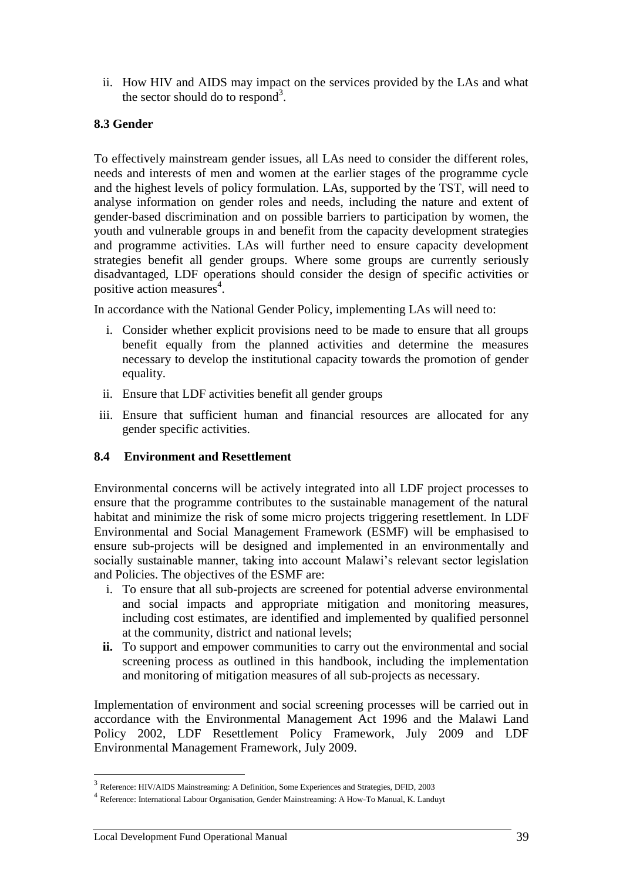ii. How HIV and AIDS may impact on the services provided by the LAs and what the sector should do to respond[3].

### 8.3 Gender

To effectively mainstream gender issues, all LAs need to consider the different roles, needs and interests of men and women at the earlier stages of the programme cycle and the highest levels of policy formulation. LAs, supported by the TST, will need to analyse information on gender roles and needs, including the nature and extent of gender-based discrimination and on possible barriers to participation by women, the youth and vulnerable groups in and benefit from the capacity development strategies and programme activities. LAs will further need to ensure capacity development strategies benefit all gender groups. Where some groups are currently seriously disadvantaged, LDF operations should consider the design of specific activities or positive action measures[4].

In accordance with the National Gender Policy, implementing LAs will need to:

i. Consider whether explicit provisions need to be made to ensure that all groups benefit equally from the planned activities and determine the measures necessary to develop the institutional capacity towards the promotion of gender equality.

ii. Ensure that LDF activities benefit all gender groups

iii. Ensure that sufficient human and financial resources are allocated for any gender specific activities.

### 8.4 Environment and Resettlement

Environmental concerns will be actively integrated into all LDF project processes to ensure that the programme contributes to the sustainable management of the natural habitat and minimize the risk of some micro projects triggering resettlement. In LDF Environmental and Social Management Framework (ESMF) will be emphasised to ensure sub-projects will be designed and implemented in an environmentally and socially sustainable manner, taking into account Malawi's relevant sector legislation and Policies. The objectives of the ESMF are:

i. To ensure that all sub-projects are screened for potential adverse environmental and social impacts and appropriate mitigation and monitoring measures, including cost estimates, are identified and implemented by qualified personnel at the community, district and national levels;

**ii.** To support and empower communities to carry out the environmental and social screening process as outlined in this handbook, including the implementation and monitoring of mitigation measures of all sub-projects as necessary.

Implementation of environment and social screening processes will be carried out in accordance with the Environmental Management Act 1996 and the Malawi Land Policy 2002, LDF Resettlement Policy Framework, July 2009 and LDF Environmental Management Framework, July 2009.

---

[3] Reference: HIV/AIDS Mainstreaming: A Definition, Some Experiences and Strategies, DFID, 2003

[4] Reference: International Labour Organisation, Gender Mainstreaming: A How-To Manual, K. Landuyt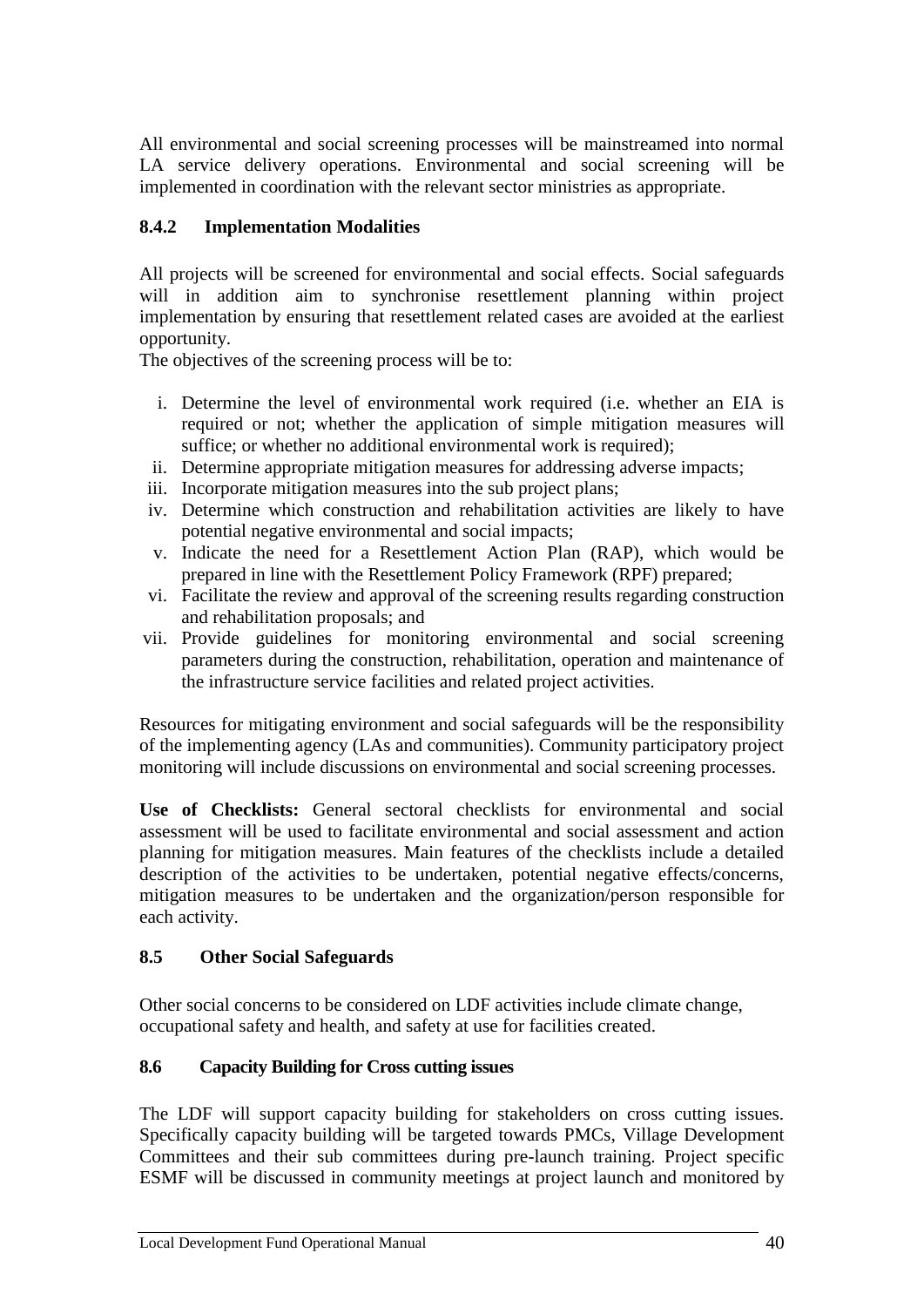All environmental and social screening processes will be mainstreamed into normal LA service delivery operations. Environmental and social screening will be implemented in coordination with the relevant sector ministries as appropriate.

### 8.4.2 Implementation Modalities

All projects will be screened for environmental and social effects. Social safeguards will in addition aim to synchronise resettlement planning within project implementation by ensuring that resettlement related cases are avoided at the earliest opportunity.

The objectives of the screening process will be to:

i. Determine the level of environmental work required (i.e. whether an EIA is required or not; whether the application of simple mitigation measures will suffice; or whether no additional environmental work is required);
ii. Determine appropriate mitigation measures for addressing adverse impacts;
iii. Incorporate mitigation measures into the sub project plans;
iv. Determine which construction and rehabilitation activities are likely to have potential negative environmental and social impacts;
v. Indicate the need for a Resettlement Action Plan (RAP), which would be prepared in line with the Resettlement Policy Framework (RPF) prepared;
vi. Facilitate the review and approval of the screening results regarding construction and rehabilitation proposals; and
vii. Provide guidelines for monitoring environmental and social screening parameters during the construction, rehabilitation, operation and maintenance of the infrastructure service facilities and related project activities.

Resources for mitigating environment and social safeguards will be the responsibility of the implementing agency (LAs and communities). Community participatory project monitoring will include discussions on environmental and social screening processes.

**Use of Checklists:** General sectoral checklists for environmental and social assessment will be used to facilitate environmental and social assessment and action planning for mitigation measures. Main features of the checklists include a detailed description of the activities to be undertaken, potential negative effects/concerns, mitigation measures to be undertaken and the organization/person responsible for each activity.

## 8.5 Other Social Safeguards

Other social concerns to be considered on LDF activities include climate change, occupational safety and health, and safety at use for facilities created.

## 8.6 Capacity Building for Cross cutting issues

The LDF will support capacity building for stakeholders on cross cutting issues. Specifically capacity building will be targeted towards PMCs, Village Development Committees and their sub committees during pre-launch training. Project specific ESMF will be discussed in community meetings at project launch and monitored by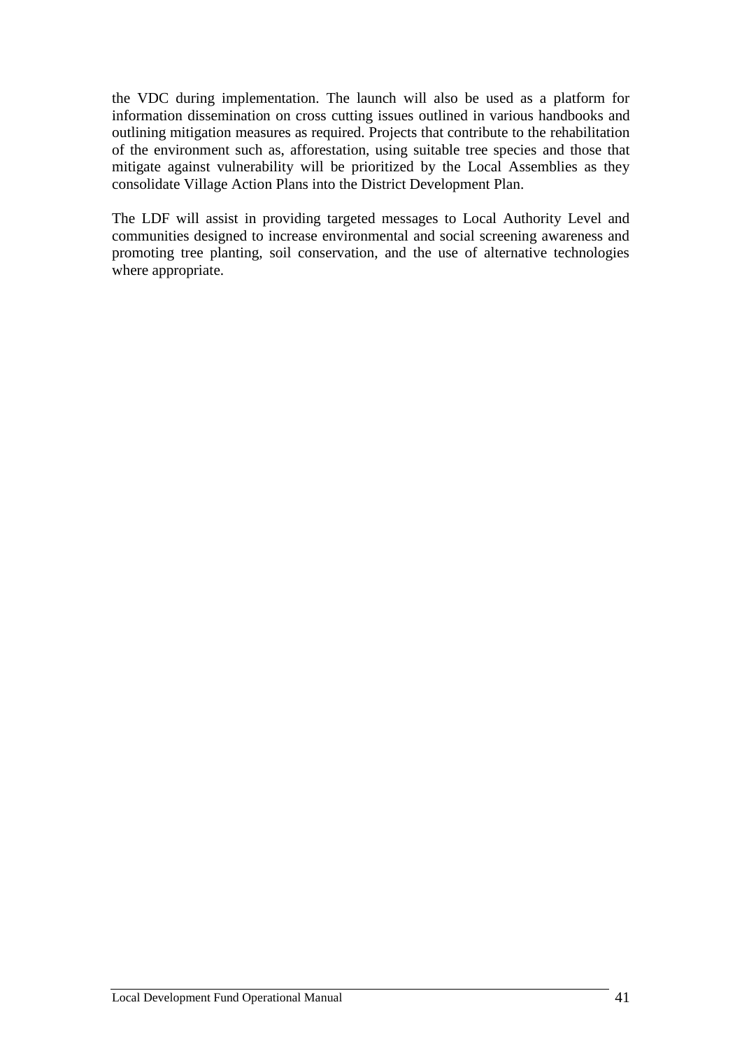the VDC during implementation. The launch will also be used as a platform for information dissemination on cross cutting issues outlined in various handbooks and outlining mitigation measures as required. Projects that contribute to the rehabilitation of the environment such as, afforestation, using suitable tree species and those that mitigate against vulnerability will be prioritized by the Local Assemblies as they consolidate Village Action Plans into the District Development Plan.

The LDF will assist in providing targeted messages to Local Authority Level and communities designed to increase environmental and social screening awareness and promoting tree planting, soil conservation, and the use of alternative technologies where appropriate.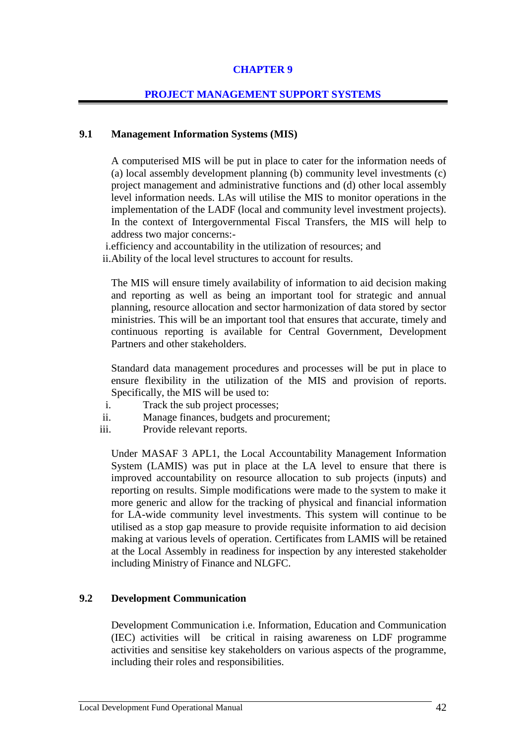# CHAPTER 9

## PROJECT MANAGEMENT SUPPORT SYSTEMS

### 9.1 Management Information Systems (MIS)

A computerised MIS will be put in place to cater for the information needs of (a) local assembly development planning (b) community level investments (c) project management and administrative functions and (d) other local assembly level information needs. LAs will utilise the MIS to monitor operations in the implementation of the LADF (local and community level investment projects). In the context of Intergovernmental Fiscal Transfers, the MIS will help to address two major concerns:-

i. efficiency and accountability in the utilization of resources; and
ii. Ability of the local level structures to account for results.

The MIS will ensure timely availability of information to aid decision making and reporting as well as being an important tool for strategic and annual planning, resource allocation and sector harmonization of data stored by sector ministries. This will be an important tool that ensures that accurate, timely and continuous reporting is available for Central Government, Development Partners and other stakeholders.

Standard data management procedures and processes will be put in place to ensure flexibility in the utilization of the MIS and provision of reports. Specifically, the MIS will be used to:

i. Track the sub project processes;
ii. Manage finances, budgets and procurement;
iii. Provide relevant reports.

Under MASAF 3 APL1, the Local Accountability Management Information System (LAMIS) was put in place at the LA level to ensure that there is improved accountability on resource allocation to sub projects (inputs) and reporting on results. Simple modifications were made to the system to make it more generic and allow for the tracking of physical and financial information for LA-wide community level investments. This system will continue to be utilised as a stop gap measure to provide requisite information to aid decision making at various levels of operation. Certificates from LAMIS will be retained at the Local Assembly in readiness for inspection by any interested stakeholder including Ministry of Finance and NLGFC.

### 9.2 Development Communication

Development Communication i.e. Information, Education and Communication (IEC) activities will be critical in raising awareness on LDF programme activities and sensitise key stakeholders on various aspects of the programme, including their roles and responsibilities.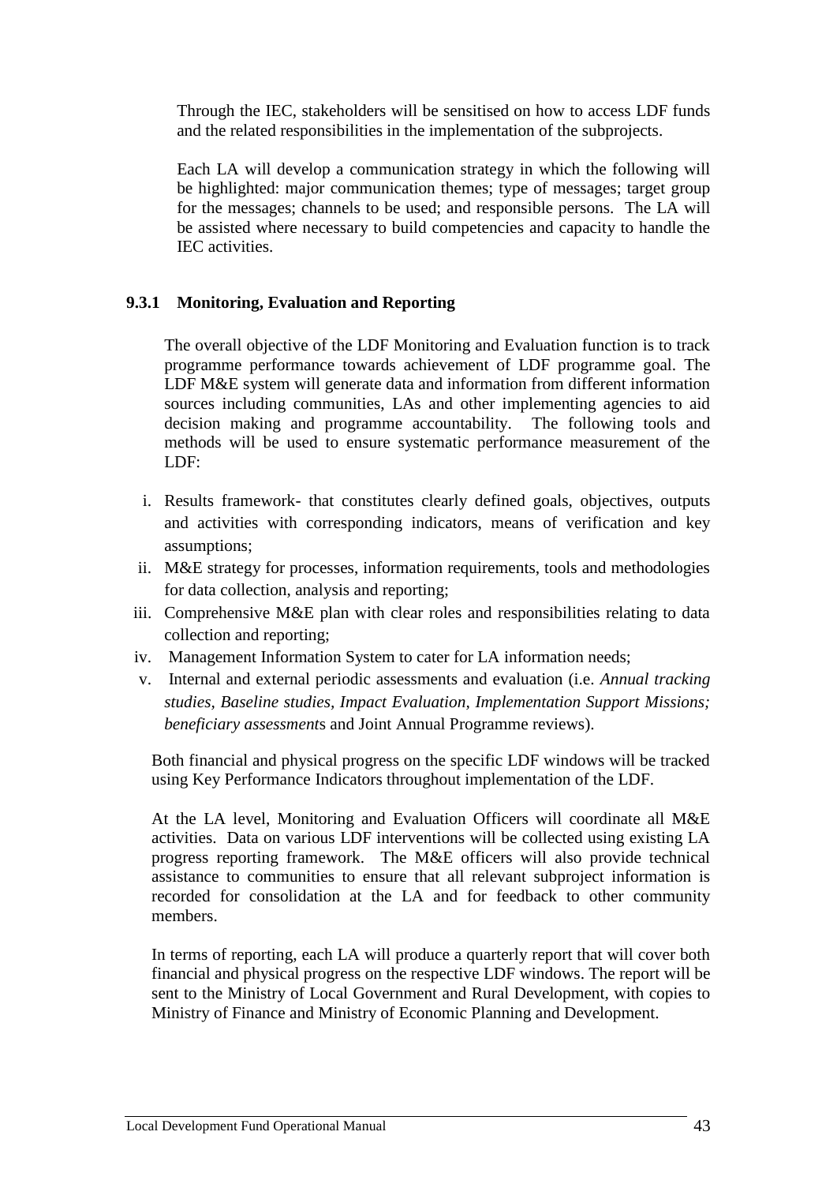Through the IEC, stakeholders will be sensitised on how to access LDF funds and the related responsibilities in the implementation of the subprojects.

Each LA will develop a communication strategy in which the following will be highlighted: major communication themes; type of messages; target group for the messages; channels to be used; and responsible persons. The LA will be assisted where necessary to build competencies and capacity to handle the IEC activities.

### 9.3.1 Monitoring, Evaluation and Reporting

The overall objective of the LDF Monitoring and Evaluation function is to track programme performance towards achievement of LDF programme goal. The LDF M&E system will generate data and information from different information sources including communities, LAs and other implementing agencies to aid decision making and programme accountability. The following tools and methods will be used to ensure systematic performance measurement of the LDF:

i. Results framework- that constitutes clearly defined goals, objectives, outputs and activities with corresponding indicators, means of verification and key assumptions;
ii. M&E strategy for processes, information requirements, tools and methodologies for data collection, analysis and reporting;
iii. Comprehensive M&E plan with clear roles and responsibilities relating to data collection and reporting;
iv. Management Information System to cater for LA information needs;
v. Internal and external periodic assessments and evaluation (i.e. *Annual tracking studies, Baseline studies, Impact Evaluation, Implementation Support Missions; beneficiary assessment*s and Joint Annual Programme reviews).

Both financial and physical progress on the specific LDF windows will be tracked using Key Performance Indicators throughout implementation of the LDF.

At the LA level, Monitoring and Evaluation Officers will coordinate all M&E activities. Data on various LDF interventions will be collected using existing LA progress reporting framework. The M&E officers will also provide technical assistance to communities to ensure that all relevant subproject information is recorded for consolidation at the LA and for feedback to other community members.

In terms of reporting, each LA will produce a quarterly report that will cover both financial and physical progress on the respective LDF windows. The report will be sent to the Ministry of Local Government and Rural Development, with copies to Ministry of Finance and Ministry of Economic Planning and Development.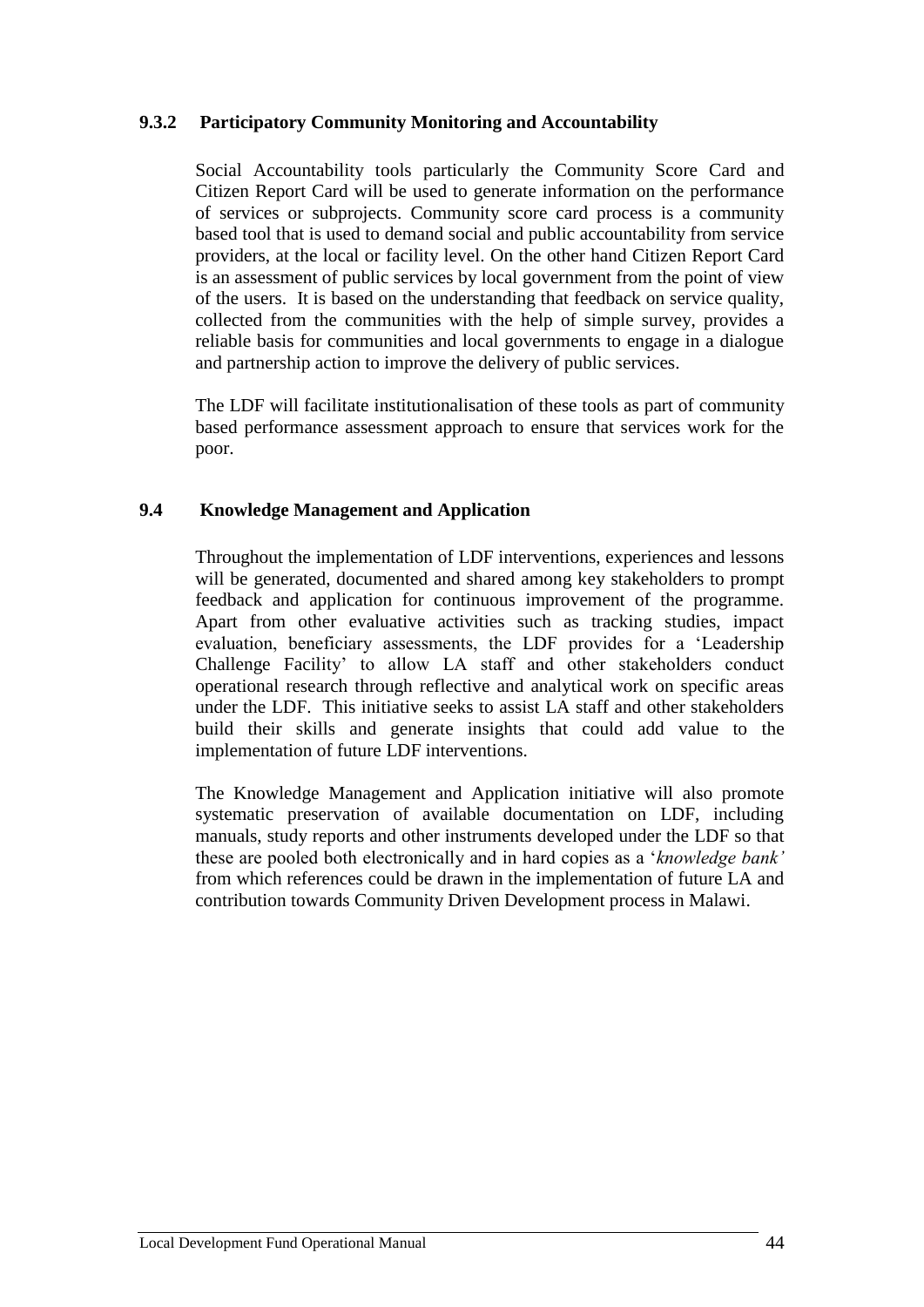### 9.3.2 Participatory Community Monitoring and Accountability

Social Accountability tools particularly the Community Score Card and Citizen Report Card will be used to generate information on the performance of services or subprojects. Community score card process is a community based tool that is used to demand social and public accountability from service providers, at the local or facility level. On the other hand Citizen Report Card is an assessment of public services by local government from the point of view of the users. It is based on the understanding that feedback on service quality, collected from the communities with the help of simple survey, provides a reliable basis for communities and local governments to engage in a dialogue and partnership action to improve the delivery of public services.

The LDF will facilitate institutionalisation of these tools as part of community based performance assessment approach to ensure that services work for the poor.

## 9.4 Knowledge Management and Application

Throughout the implementation of LDF interventions, experiences and lessons will be generated, documented and shared among key stakeholders to prompt feedback and application for continuous improvement of the programme. Apart from other evaluative activities such as tracking studies, impact evaluation, beneficiary assessments, the LDF provides for a 'Leadership Challenge Facility' to allow LA staff and other stakeholders conduct operational research through reflective and analytical work on specific areas under the LDF. This initiative seeks to assist LA staff and other stakeholders build their skills and generate insights that could add value to the implementation of future LDF interventions.

The Knowledge Management and Application initiative will also promote systematic preservation of available documentation on LDF, including manuals, study reports and other instruments developed under the LDF so that these are pooled both electronically and in hard copies as a '*knowledge bank'* from which references could be drawn in the implementation of future LA and contribution towards Community Driven Development process in Malawi.